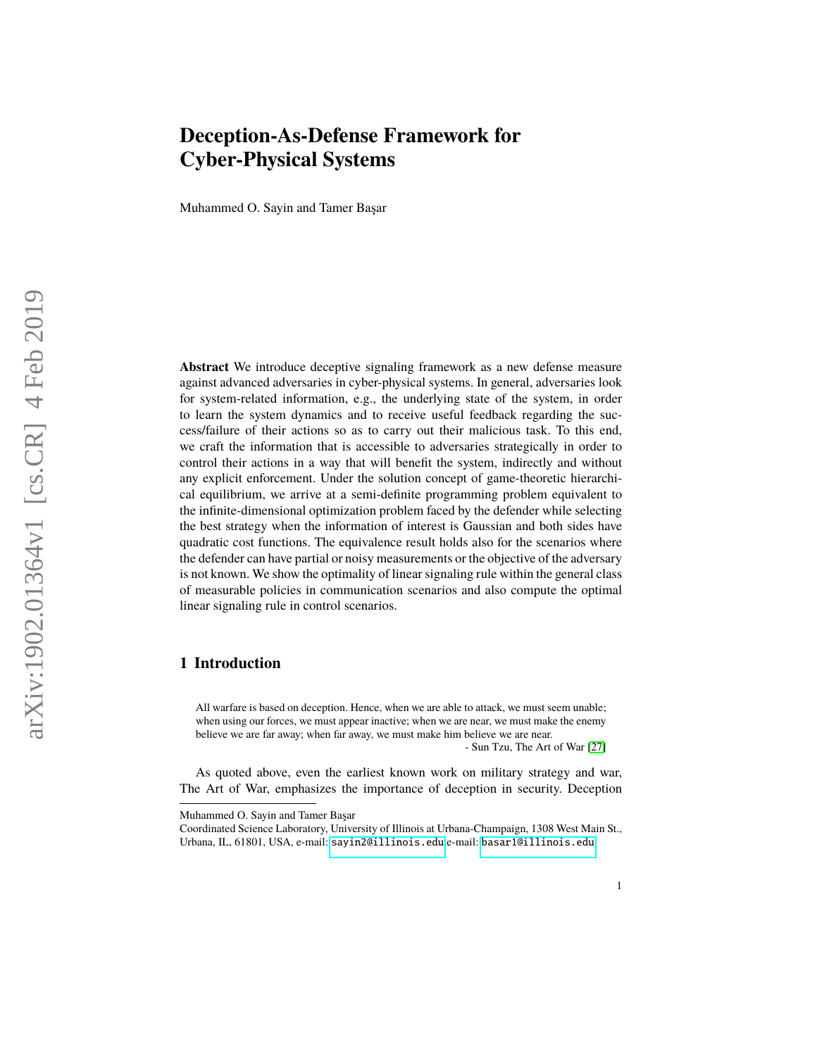# Deception-As-Defense Framework for Cyber-Physical Systems

Muhammed O. Sayin and Tamer Başar

**Abstract** We introduce deceptive signaling framework as a new defense measure against advanced adversaries in cyber-physical systems. In general, adversaries look for system-related information, e.g., the underlying state of the system, in order to learn the system dynamics and to receive useful feedback regarding the success/failure of their actions so as to carry out their malicious task. To this end, we craft the information that is accessible to adversaries strategically in order to control their actions in a way that will benefit the system, indirectly and without any explicit enforcement. Under the solution concept of game-theoretic hierarchical equilibrium, we arrive at a semi-definite programming problem equivalent to the infinite-dimensional optimization problem faced by the defender while selecting the best strategy when the information of interest is Gaussian and both sides have quadratic cost functions. The equivalence result holds also for the scenarios where the defender can have partial or noisy measurements or the objective of the adversary is not known. We show the optimality of linear signaling rule within the general class of measurable policies in communication scenarios and also compute the optimal linear signaling rule in control scenarios.

## 1 Introduction

> All warfare is based on deception. Hence, when we are able to attack, we must seem unable; when using our forces, we must appear inactive; when we are near, we must make the enemy believe we are far away; when far away, we must make him believe we are near.
>
> \- Sun Tzu, The Art of War [27]

As quoted above, even the earliest known work on military strategy and war, The Art of War, emphasizes the importance of deception in security. Deception

---

Muhammed O. Sayin and Tamer Başar
Coordinated Science Laboratory, University of Illinois at Urbana-Champaign, 1308 West Main St., Urbana, IL, 61801, USA, e-mail: sayin2@illinois.edu e-mail: basar1@illinois.edu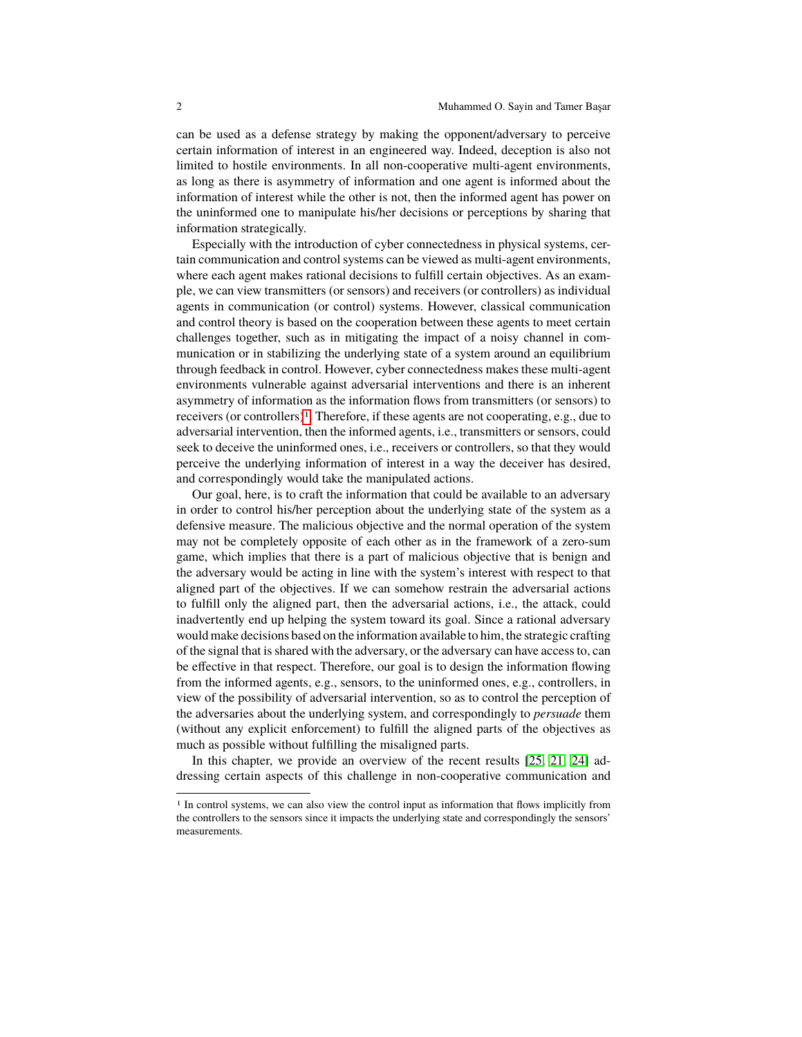can be used as a defense strategy by making the opponent/adversary to perceive certain information of interest in an engineered way. Indeed, deception is also not limited to hostile environments. In all non-cooperative multi-agent environments, as long as there is asymmetry of information and one agent is informed about the information of interest while the other is not, then the informed agent has power on the uninformed one to manipulate his/her decisions or perceptions by sharing that information strategically.

Especially with the introduction of cyber connectedness in physical systems, certain communication and control systems can be viewed as multi-agent environments, where each agent makes rational decisions to fulfill certain objectives. As an example, we can view transmitters (or sensors) and receivers (or controllers) as individual agents in communication (or control) systems. However, classical communication and control theory is based on the cooperation between these agents to meet certain challenges together, such as in mitigating the impact of a noisy channel in communication or in stabilizing the underlying state of a system around an equilibrium through feedback in control. However, cyber connectedness makes these multi-agent environments vulnerable against adversarial interventions and there is an inherent asymmetry of information as the information flows from transmitters (or sensors) to receivers (or controllers)[1]. Therefore, if these agents are not cooperating, e.g., due to adversarial intervention, then the informed agents, i.e., transmitters or sensors, could seek to deceive the uninformed ones, i.e., receivers or controllers, so that they would perceive the underlying information of interest in a way the deceiver has desired, and correspondingly would take the manipulated actions.

Our goal, here, is to craft the information that could be available to an adversary in order to control his/her perception about the underlying state of the system as a defensive measure. The malicious objective and the normal operation of the system may not be completely opposite of each other as in the framework of a zero-sum game, which implies that there is a part of malicious objective that is benign and the adversary would be acting in line with the system's interest with respect to that aligned part of the objectives. If we can somehow restrain the adversarial actions to fulfill only the aligned part, then the adversarial actions, i.e., the attack, could inadvertently end up helping the system toward its goal. Since a rational adversary would make decisions based on the information available to him, the strategic crafting of the signal that is shared with the adversary, or the adversary can have access to, can be effective in that respect. Therefore, our goal is to design the information flowing from the informed agents, e.g., sensors, to the uninformed ones, e.g., controllers, in view of the possibility of adversarial intervention, so as to control the perception of the adversaries about the underlying system, and correspondingly to *persuade* them (without any explicit enforcement) to fulfill the aligned parts of the objectives as much as possible without fulfilling the misaligned parts.

In this chapter, we provide an overview of the recent results [25, 21, 24] addressing certain aspects of this challenge in non-cooperative communication and

[1] In control systems, we can also view the control input as information that flows implicitly from the controllers to the sensors since it impacts the underlying state and correspondingly the sensors' measurements.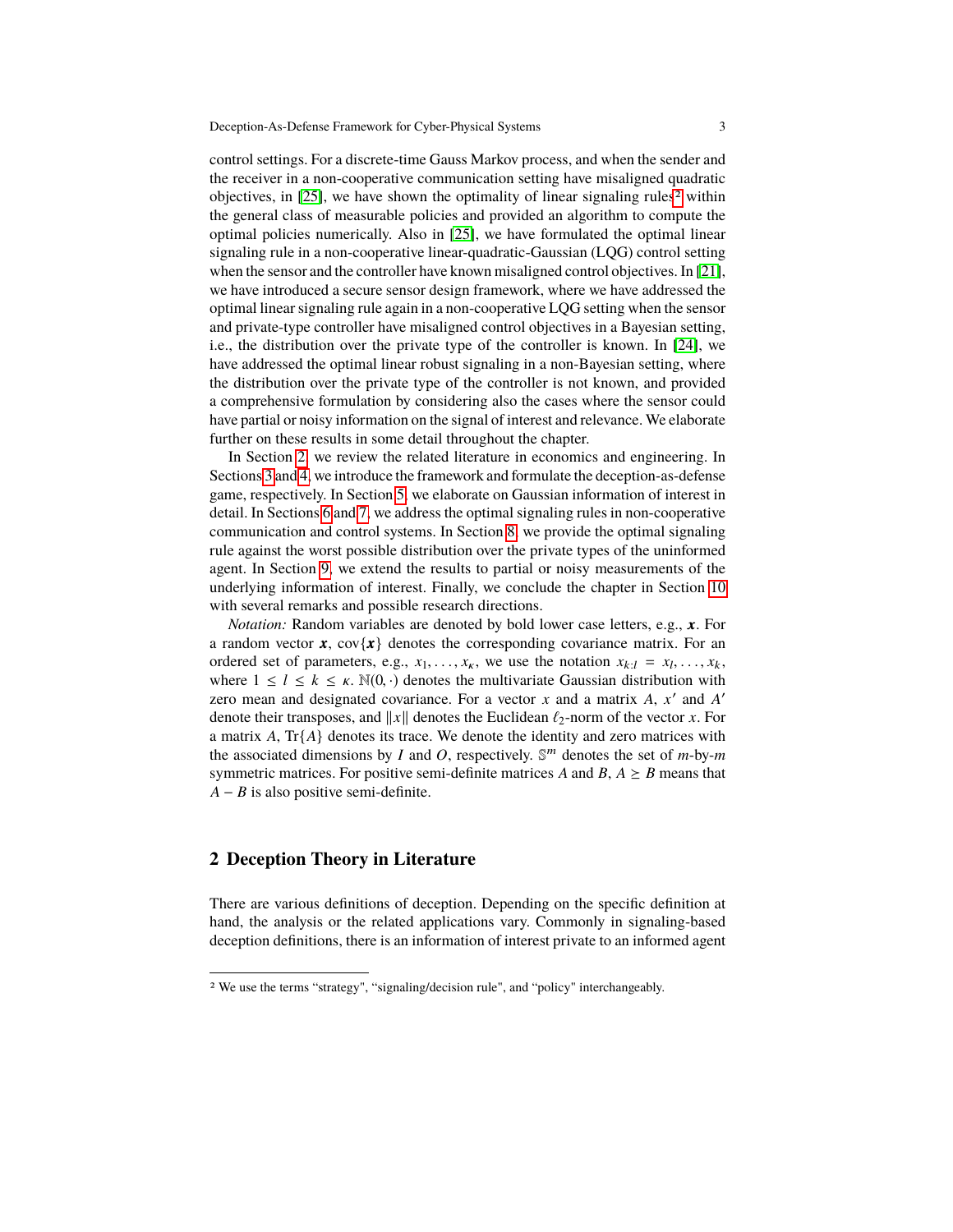control settings. For a discrete-time Gauss Markov process, and when the sender and the receiver in a non-cooperative communication setting have misaligned quadratic objectives, in [25], we have shown the optimality of linear signaling rules[2] within the general class of measurable policies and provided an algorithm to compute the optimal policies numerically. Also in [25], we have formulated the optimal linear signaling rule in a non-cooperative linear-quadratic-Gaussian (LQG) control setting when the sensor and the controller have known misaligned control objectives. In [21], we have introduced a secure sensor design framework, where we have addressed the optimal linear signaling rule again in a non-cooperative LQG setting when the sensor and private-type controller have misaligned control objectives in a Bayesian setting, i.e., the distribution over the private type of the controller is known. In [24], we have addressed the optimal linear robust signaling in a non-Bayesian setting, where the distribution over the private type of the controller is not known, and provided a comprehensive formulation by considering also the cases where the sensor could have partial or noisy information on the signal of interest and relevance. We elaborate further on these results in some detail throughout the chapter.

In Section 2, we review the related literature in economics and engineering. In Sections 3 and 4, we introduce the framework and formulate the deception-as-defense game, respectively. In Section 5, we elaborate on Gaussian information of interest in detail. In Sections 6 and 7, we address the optimal signaling rules in non-cooperative communication and control systems. In Section 8, we provide the optimal signaling rule against the worst possible distribution over the private types of the uninformed agent. In Section 9, we extend the results to partial or noisy measurements of the underlying information of interest. Finally, we conclude the chapter in Section 10 with several remarks and possible research directions.

*Notation:* Random variables are denoted by bold lower case letters, e.g., $\boldsymbol{x}$. For a random vector $\boldsymbol{x}$, $\mathrm{cov}\{\boldsymbol{x}\}$ denotes the corresponding covariance matrix. For an ordered set of parameters, e.g., $x_1, \ldots, x_\kappa$, we use the notation $x_{k:l} = x_l, \ldots, x_k$, where $1 \leq l \leq k \leq \kappa$. $\mathbb{N}(0, \cdot)$ denotes the multivariate Gaussian distribution with zero mean and designated covariance. For a vector $x$ and a matrix $A$, $x'$ and $A'$ denote their transposes, and $\|x\|$ denotes the Euclidean $\ell_2$-norm of the vector $x$. For a matrix $A$, $\mathrm{Tr}\{A\}$ denotes its trace. We denote the identity and zero matrices with the associated dimensions by $I$ and $O$, respectively. $\mathbb{S}^m$ denotes the set of $m$-by-$m$ symmetric matrices. For positive semi-definite matrices $A$ and $B$, $A \geq B$ means that $A - B$ is also positive semi-definite.

## 2 Deception Theory in Literature

There are various definitions of deception. Depending on the specific definition at hand, the analysis or the related applications vary. Commonly in signaling-based deception definitions, there is an information of interest private to an informed agent

[2] We use the terms "strategy", "signaling/decision rule", and "policy" interchangeably.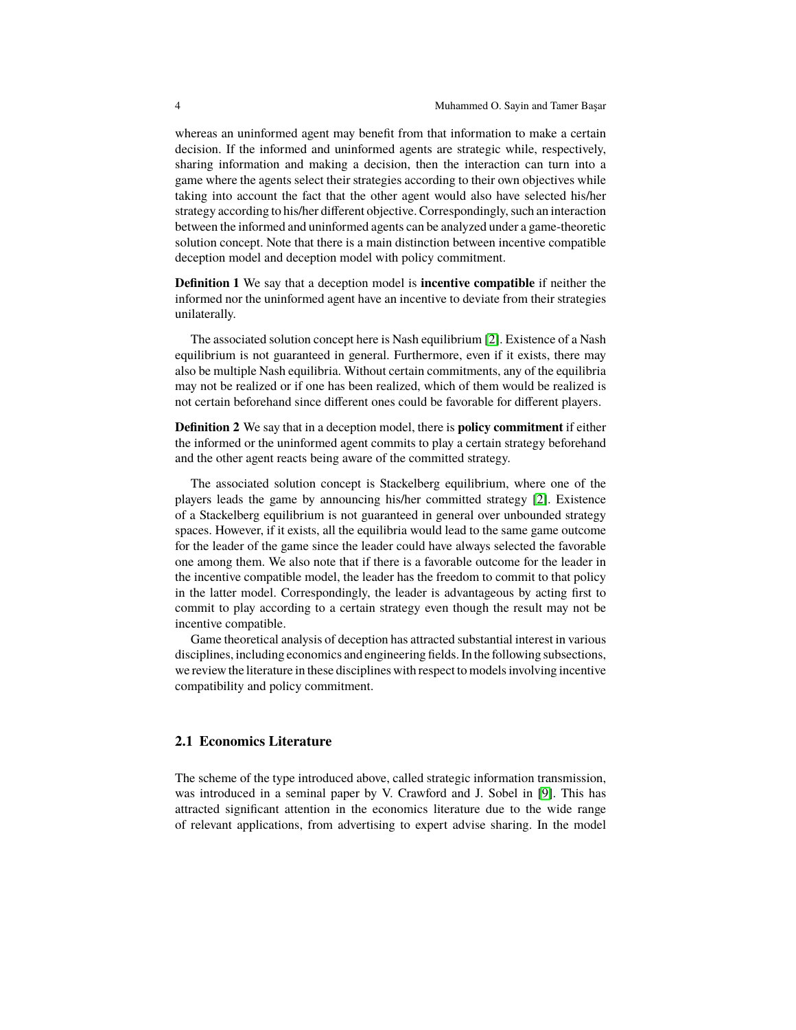whereas an uninformed agent may benefit from that information to make a certain decision. If the informed and uninformed agents are strategic while, respectively, sharing information and making a decision, then the interaction can turn into a game where the agents select their strategies according to their own objectives while taking into account the fact that the other agent would also have selected his/her strategy according to his/her different objective. Correspondingly, such an interaction between the informed and uninformed agents can be analyzed under a game-theoretic solution concept. Note that there is a main distinction between incentive compatible deception model and deception model with policy commitment.

**Definition 1** We say that a deception model is **incentive compatible** if neither the informed nor the uninformed agent have an incentive to deviate from their strategies unilaterally.

The associated solution concept here is Nash equilibrium [2]. Existence of a Nash equilibrium is not guaranteed in general. Furthermore, even if it exists, there may also be multiple Nash equilibria. Without certain commitments, any of the equilibria may not be realized or if one has been realized, which of them would be realized is not certain beforehand since different ones could be favorable for different players.

**Definition 2** We say that in a deception model, there is **policy commitment** if either the informed or the uninformed agent commits to play a certain strategy beforehand and the other agent reacts being aware of the committed strategy.

The associated solution concept is Stackelberg equilibrium, where one of the players leads the game by announcing his/her committed strategy [2]. Existence of a Stackelberg equilibrium is not guaranteed in general over unbounded strategy spaces. However, if it exists, all the equilibria would lead to the same game outcome for the leader of the game since the leader could have always selected the favorable one among them. We also note that if there is a favorable outcome for the leader in the incentive compatible model, the leader has the freedom to commit to that policy in the latter model. Correspondingly, the leader is advantageous by acting first to commit to play according to a certain strategy even though the result may not be incentive compatible.

Game theoretical analysis of deception has attracted substantial interest in various disciplines, including economics and engineering fields. In the following subsections, we review the literature in these disciplines with respect to models involving incentive compatibility and policy commitment.

## 2.1 Economics Literature

The scheme of the type introduced above, called strategic information transmission, was introduced in a seminal paper by V. Crawford and J. Sobel in [9]. This has attracted significant attention in the economics literature due to the wide range of relevant applications, from advertising to expert advise sharing. In the model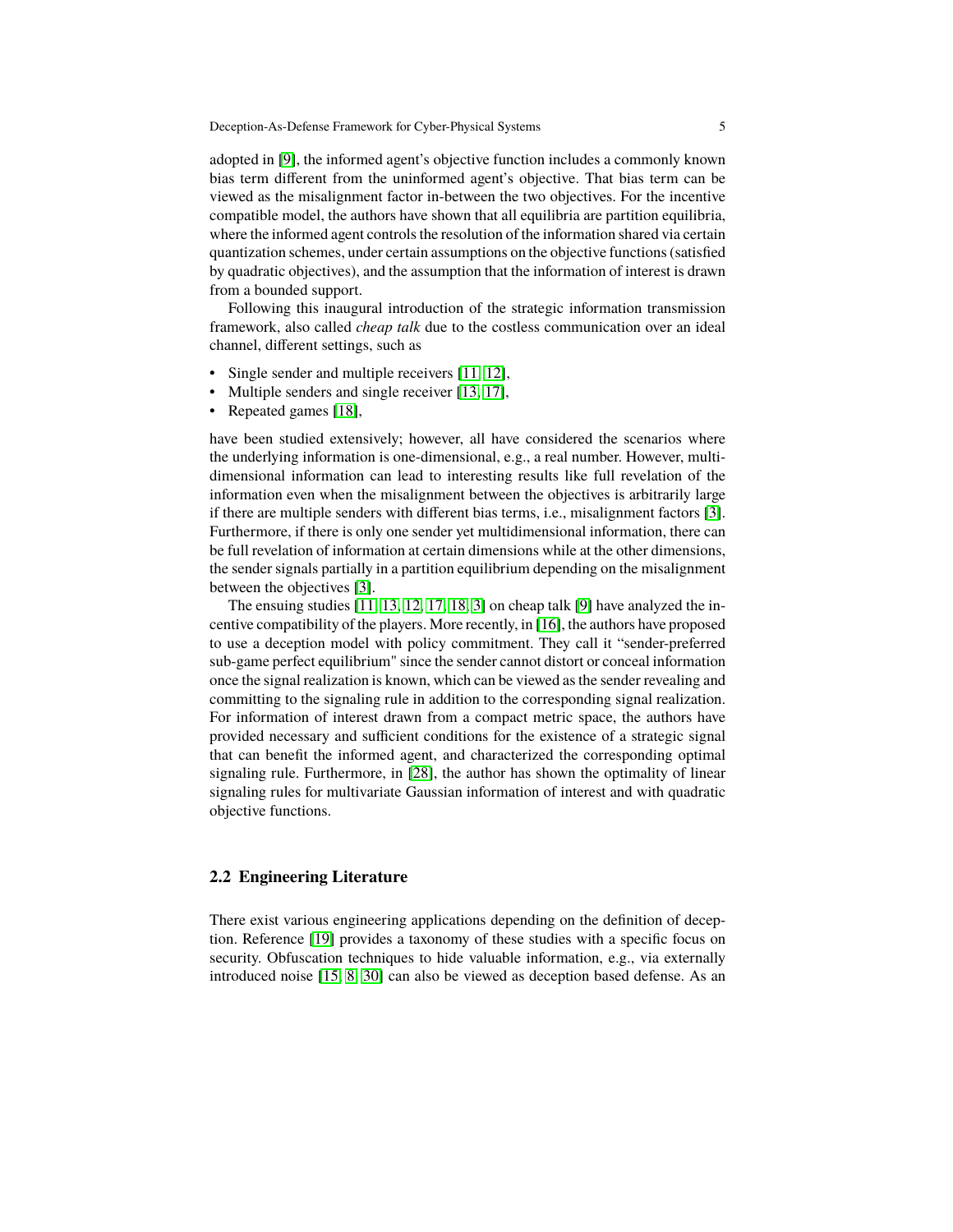adopted in [9], the informed agent's objective function includes a commonly known bias term different from the uninformed agent's objective. That bias term can be viewed as the misalignment factor in-between the two objectives. For the incentive compatible model, the authors have shown that all equilibria are partition equilibria, where the informed agent controls the resolution of the information shared via certain quantization schemes, under certain assumptions on the objective functions (satisfied by quadratic objectives), and the assumption that the information of interest is drawn from a bounded support.

Following this inaugural introduction of the strategic information transmission framework, also called *cheap talk* due to the costless communication over an ideal channel, different settings, such as

- Single sender and multiple receivers [11, 12],
- Multiple senders and single receiver [13, 17],
- Repeated games [18],

have been studied extensively; however, all have considered the scenarios where the underlying information is one-dimensional, e.g., a real number. However, multi-dimensional information can lead to interesting results like full revelation of the information even when the misalignment between the objectives is arbitrarily large if there are multiple senders with different bias terms, i.e., misalignment factors [3]. Furthermore, if there is only one sender yet multidimensional information, there can be full revelation of information at certain dimensions while at the other dimensions, the sender signals partially in a partition equilibrium depending on the misalignment between the objectives [3].

The ensuing studies [11, 13, 12, 17, 18, 3] on cheap talk [9] have analyzed the incentive compatibility of the players. More recently, in [16], the authors have proposed to use a deception model with policy commitment. They call it "sender-preferred sub-game perfect equilibrium" since the sender cannot distort or conceal information once the signal realization is known, which can be viewed as the sender revealing and committing to the signaling rule in addition to the corresponding signal realization. For information of interest drawn from a compact metric space, the authors have provided necessary and sufficient conditions for the existence of a strategic signal that can benefit the informed agent, and characterized the corresponding optimal signaling rule. Furthermore, in [28], the author has shown the optimality of linear signaling rules for multivariate Gaussian information of interest and with quadratic objective functions.

## 2.2 Engineering Literature

There exist various engineering applications depending on the definition of deception. Reference [19] provides a taxonomy of these studies with a specific focus on security. Obfuscation techniques to hide valuable information, e.g., via externally introduced noise [15, 8, 30] can also be viewed as deception based defense. As an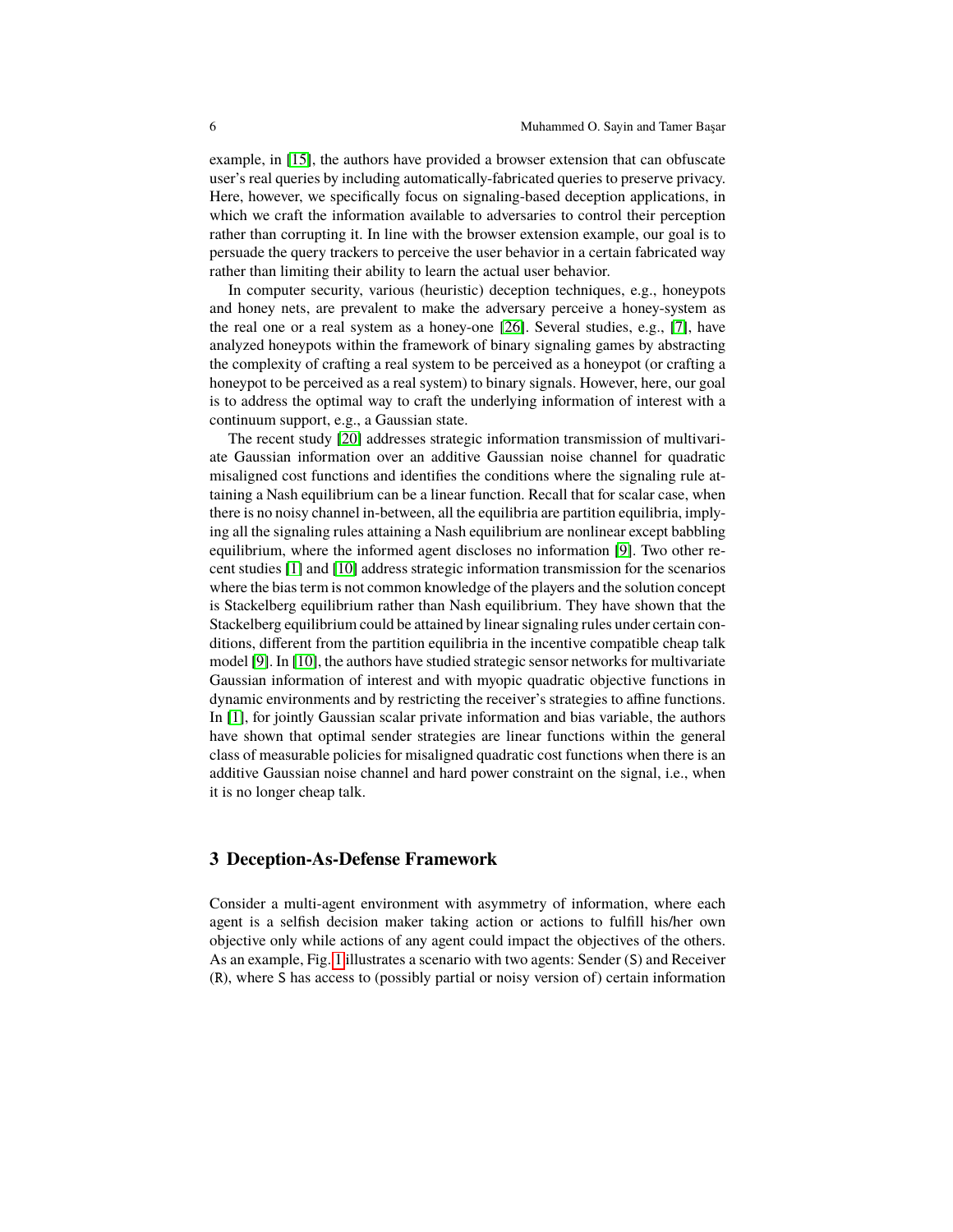example, in [15], the authors have provided a browser extension that can obfuscate user's real queries by including automatically-fabricated queries to preserve privacy. Here, however, we specifically focus on signaling-based deception applications, in which we craft the information available to adversaries to control their perception rather than corrupting it. In line with the browser extension example, our goal is to persuade the query trackers to perceive the user behavior in a certain fabricated way rather than limiting their ability to learn the actual user behavior.

In computer security, various (heuristic) deception techniques, e.g., honeypots and honey nets, are prevalent to make the adversary perceive a honey-system as the real one or a real system as a honey-one [26]. Several studies, e.g., [7], have analyzed honeypots within the framework of binary signaling games by abstracting the complexity of crafting a real system to be perceived as a honeypot (or crafting a honeypot to be perceived as a real system) to binary signals. However, here, our goal is to address the optimal way to craft the underlying information of interest with a continuum support, e.g., a Gaussian state.

The recent study [20] addresses strategic information transmission of multivariate Gaussian information over an additive Gaussian noise channel for quadratic misaligned cost functions and identifies the conditions where the signaling rule attaining a Nash equilibrium can be a linear function. Recall that for scalar case, when there is no noisy channel in-between, all the equilibria are partition equilibria, implying all the signaling rules attaining a Nash equilibrium are nonlinear except babbling equilibrium, where the informed agent discloses no information [9]. Two other recent studies [1] and [10] address strategic information transmission for the scenarios where the bias term is not common knowledge of the players and the solution concept is Stackelberg equilibrium rather than Nash equilibrium. They have shown that the Stackelberg equilibrium could be attained by linear signaling rules under certain conditions, different from the partition equilibria in the incentive compatible cheap talk model [9]. In [10], the authors have studied strategic sensor networks for multivariate Gaussian information of interest and with myopic quadratic objective functions in dynamic environments and by restricting the receiver's strategies to affine functions. In [1], for jointly Gaussian scalar private information and bias variable, the authors have shown that optimal sender strategies are linear functions within the general class of measurable policies for misaligned quadratic cost functions when there is an additive Gaussian noise channel and hard power constraint on the signal, i.e., when it is no longer cheap talk.

## 3 Deception-As-Defense Framework

Consider a multi-agent environment with asymmetry of information, where each agent is a selfish decision maker taking action or actions to fulfill his/her own objective only while actions of any agent could impact the objectives of the others. As an example, Fig. 1 illustrates a scenario with two agents: Sender (S) and Receiver (R), where S has access to (possibly partial or noisy version of) certain information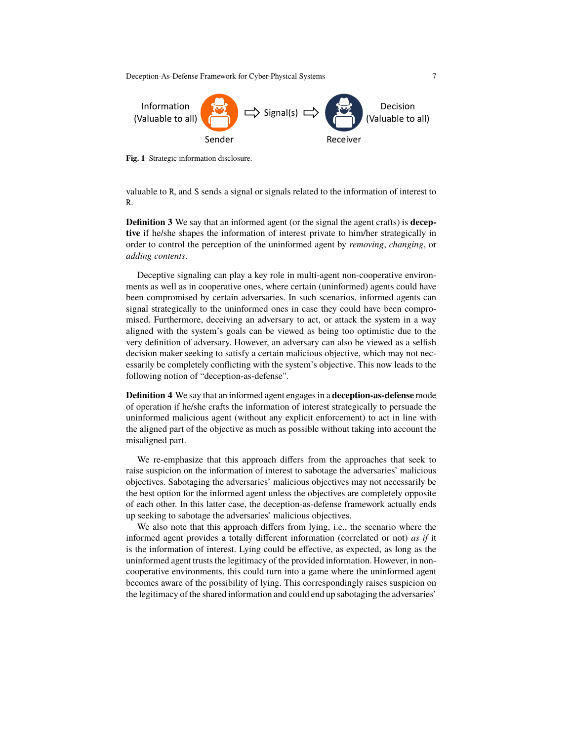Information (Valuable to all) — Sender ⇨ Signal(s) ⇨ Receiver — Decision (Valuable to all)

**Fig. 1** Strategic information disclosure.

valuable to R, and S sends a signal or signals related to the information of interest to R.

**Definition 3** We say that an informed agent (or the signal the agent crafts) is **deceptive** if he/she shapes the information of interest private to him/her strategically in order to control the perception of the uninformed agent by *removing*, *changing*, or *adding contents*.

Deceptive signaling can play a key role in multi-agent non-cooperative environments as well as in cooperative ones, where certain (uninformed) agents could have been compromised by certain adversaries. In such scenarios, informed agents can signal strategically to the uninformed ones in case they could have been compromised. Furthermore, deceiving an adversary to act, or attack the system in a way aligned with the system's goals can be viewed as being too optimistic due to the very definition of adversary. However, an adversary can also be viewed as a selfish decision maker seeking to satisfy a certain malicious objective, which may not necessarily be completely conflicting with the system's objective. This now leads to the following notion of "deception-as-defense".

**Definition 4** We say that an informed agent engages in a **deception-as-defense** mode of operation if he/she crafts the information of interest strategically to persuade the uninformed malicious agent (without any explicit enforcement) to act in line with the aligned part of the objective as much as possible without taking into account the misaligned part.

We re-emphasize that this approach differs from the approaches that seek to raise suspicion on the information of interest to sabotage the adversaries' malicious objectives. Sabotaging the adversaries' malicious objectives may not necessarily be the best option for the informed agent unless the objectives are completely opposite of each other. In this latter case, the deception-as-defense framework actually ends up seeking to sabotage the adversaries' malicious objectives.

We also note that this approach differs from lying, i.e., the scenario where the informed agent provides a totally different information (correlated or not) *as if* it is the information of interest. Lying could be effective, as expected, as long as the uninformed agent trusts the legitimacy of the provided information. However, in non-cooperative environments, this could turn into a game where the uninformed agent becomes aware of the possibility of lying. This correspondingly raises suspicion on the legitimacy of the shared information and could end up sabotaging the adversaries'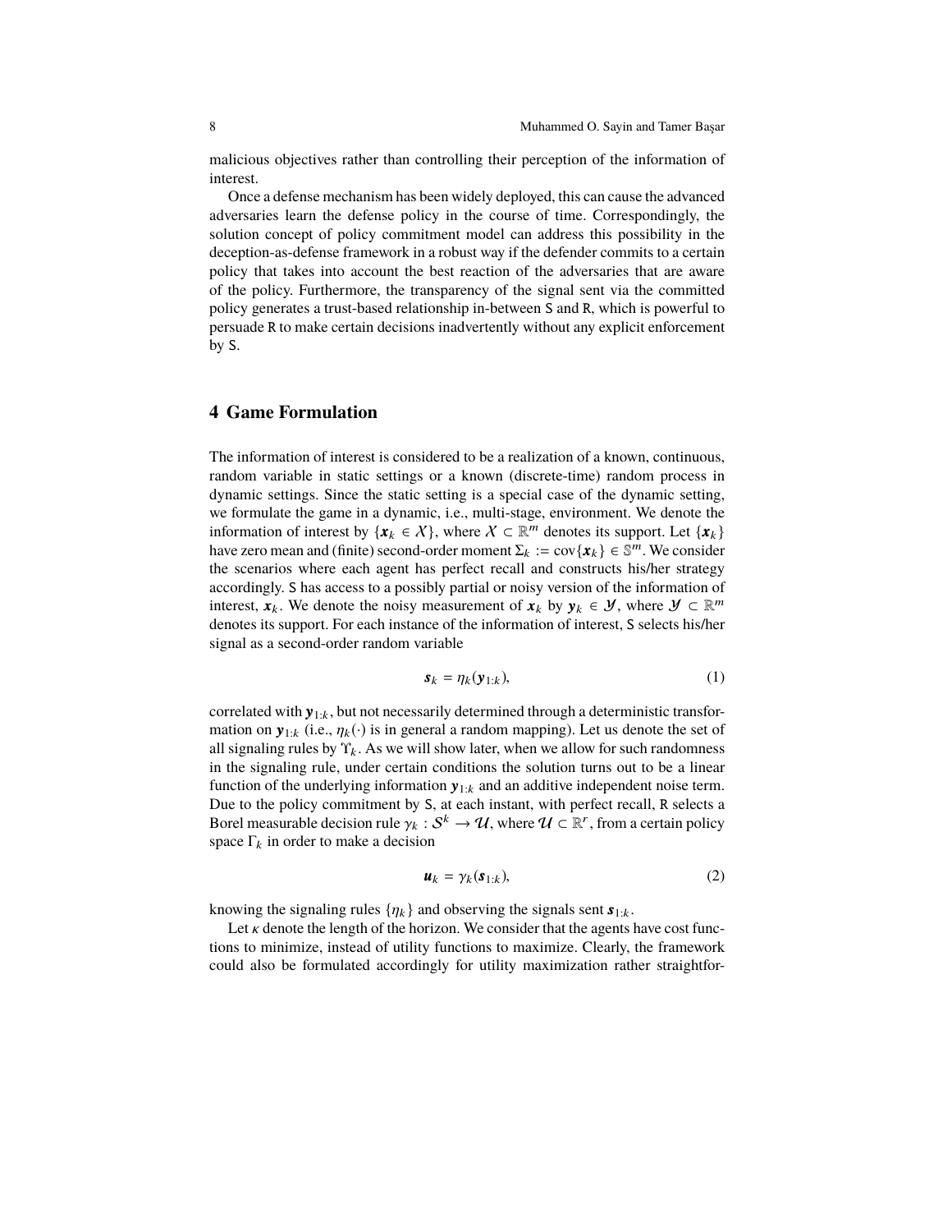malicious objectives rather than controlling their perception of the information of interest.

Once a defense mechanism has been widely deployed, this can cause the advanced adversaries learn the defense policy in the course of time. Correspondingly, the solution concept of policy commitment model can address this possibility in the deception-as-defense framework in a robust way if the defender commits to a certain policy that takes into account the best reaction of the adversaries that are aware of the policy. Furthermore, the transparency of the signal sent via the committed policy generates a trust-based relationship in-between S and R, which is powerful to persuade R to make certain decisions inadvertently without any explicit enforcement by S.

## 4 Game Formulation

The information of interest is considered to be a realization of a known, continuous, random variable in static settings or a known (discrete-time) random process in dynamic settings. Since the static setting is a special case of the dynamic setting, we formulate the game in a dynamic, i.e., multi-stage, environment. We denote the information of interest by $\{\boldsymbol{x}_k \in \mathcal{X}\}$, where $\mathcal{X} \subset \mathbb{R}^m$ denotes its support. Let $\{\boldsymbol{x}_k\}$ have zero mean and (finite) second-order moment $\Sigma_k := \mathrm{cov}\{\boldsymbol{x}_k\} \in \mathbb{S}^m$. We consider the scenarios where each agent has perfect recall and constructs his/her strategy accordingly. S has access to a possibly partial or noisy version of the information of interest, $\boldsymbol{x}_k$. We denote the noisy measurement of $\boldsymbol{x}_k$ by $\boldsymbol{y}_k \in \mathcal{Y}$, where $\mathcal{Y} \subset \mathbb{R}^m$ denotes its support. For each instance of the information of interest, S selects his/her signal as a second-order random variable

$$\boldsymbol{s}_k = \eta_k(\boldsymbol{y}_{1:k}), \tag{1}$$

correlated with $\boldsymbol{y}_{1:k}$, but not necessarily determined through a deterministic transformation on $\boldsymbol{y}_{1:k}$ (i.e., $\eta_k(\cdot)$ is in general a random mapping). Let us denote the set of all signaling rules by $\Upsilon_k$. As we will show later, when we allow for such randomness in the signaling rule, under certain conditions the solution turns out to be a linear function of the underlying information $\boldsymbol{y}_{1:k}$ and an additive independent noise term. Due to the policy commitment by S, at each instant, with perfect recall, R selects a Borel measurable decision rule $\gamma_k : \mathcal{S}^k \to \mathcal{U}$, where $\mathcal{U} \subset \mathbb{R}^r$, from a certain policy space $\Gamma_k$ in order to make a decision

$$\boldsymbol{u}_k = \gamma_k(\boldsymbol{s}_{1:k}), \tag{2}$$

knowing the signaling rules $\{\eta_k\}$ and observing the signals sent $\boldsymbol{s}_{1:k}$.

Let $\kappa$ denote the length of the horizon. We consider that the agents have cost functions to minimize, instead of utility functions to maximize. Clearly, the framework could also be formulated accordingly for utility maximization rather straightfor-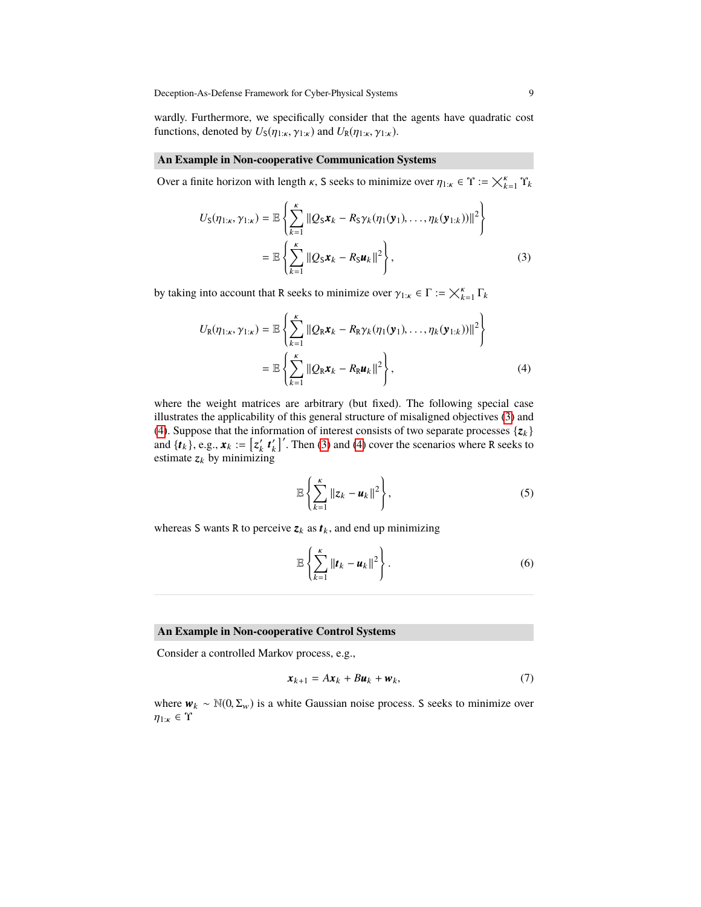wardly. Furthermore, we specifically consider that the agents have quadratic cost functions, denoted by $U_{\mathsf{S}}(\eta_{1:\kappa}, \gamma_{1:\kappa})$ and $U_{\mathsf{R}}(\eta_{1:\kappa}, \gamma_{1:\kappa})$.

### An Example in Non-cooperative Communication Systems

Over a finite horizon with length $\kappa$, S seeks to minimize over $\eta_{1:\kappa} \in \Upsilon := \bigtimes_{k=1}^{\kappa} \Upsilon_k$

$$
\begin{aligned}
U_{\mathsf{S}}(\eta_{1:\kappa}, \gamma_{1:\kappa}) &= \mathbb{E}\left\{ \sum_{k=1}^{\kappa} \|Q_{\mathsf{S}} \boldsymbol{x}_k - R_{\mathsf{S}} \gamma_k(\eta_1(\boldsymbol{y}_1), \ldots, \eta_k(\boldsymbol{y}_{1:k}))\|^2 \right\} \\
&= \mathbb{E}\left\{ \sum_{k=1}^{\kappa} \|Q_{\mathsf{S}} \boldsymbol{x}_k - R_{\mathsf{S}} \boldsymbol{u}_k\|^2 \right\},
\end{aligned} \tag{3}
$$

by taking into account that R seeks to minimize over $\gamma_{1:\kappa} \in \Gamma := \bigtimes_{k=1}^{\kappa} \Gamma_k$

$$
\begin{aligned}
U_{\mathsf{R}}(\eta_{1:\kappa}, \gamma_{1:\kappa}) &= \mathbb{E}\left\{ \sum_{k=1}^{\kappa} \|Q_{\mathsf{R}} \boldsymbol{x}_k - R_{\mathsf{R}} \gamma_k(\eta_1(\boldsymbol{y}_1), \ldots, \eta_k(\boldsymbol{y}_{1:k}))\|^2 \right\} \\
&= \mathbb{E}\left\{ \sum_{k=1}^{\kappa} \|Q_{\mathsf{R}} \boldsymbol{x}_k - R_{\mathsf{R}} \boldsymbol{u}_k\|^2 \right\},
\end{aligned} \tag{4}
$$

where the weight matrices are arbitrary (but fixed). The following special case illustrates the applicability of this general structure of misaligned objectives (3) and (4). Suppose that the information of interest consists of two separate processes $\{\boldsymbol{z}_k\}$ and $\{\boldsymbol{t}_k\}$, e.g., $\boldsymbol{x}_k := \begin{bmatrix} z_k' & \boldsymbol{t}_k' \end{bmatrix}'$. Then (3) and (4) cover the scenarios where R seeks to estimate $z_k$ by minimizing

$$
\mathbb{E}\left\{ \sum_{k=1}^{\kappa} \|z_k - \boldsymbol{u}_k\|^2 \right\}, \tag{5}
$$

whereas S wants R to perceive $\boldsymbol{z}_k$ as $\boldsymbol{t}_k$, and end up minimizing

$$
\mathbb{E}\left\{ \sum_{k=1}^{\kappa} \|\boldsymbol{t}_k - \boldsymbol{u}_k\|^2 \right\}. \tag{6}
$$

### An Example in Non-cooperative Control Systems

Consider a controlled Markov process, e.g.,

$$
\boldsymbol{x}_{k+1} = A\boldsymbol{x}_k + B\boldsymbol{u}_k + \boldsymbol{w}_k, \tag{7}
$$

where $\boldsymbol{w}_k \sim \mathbb{N}(0, \Sigma_w)$ is a white Gaussian noise process. S seeks to minimize over $\eta_{1:\kappa} \in \Upsilon$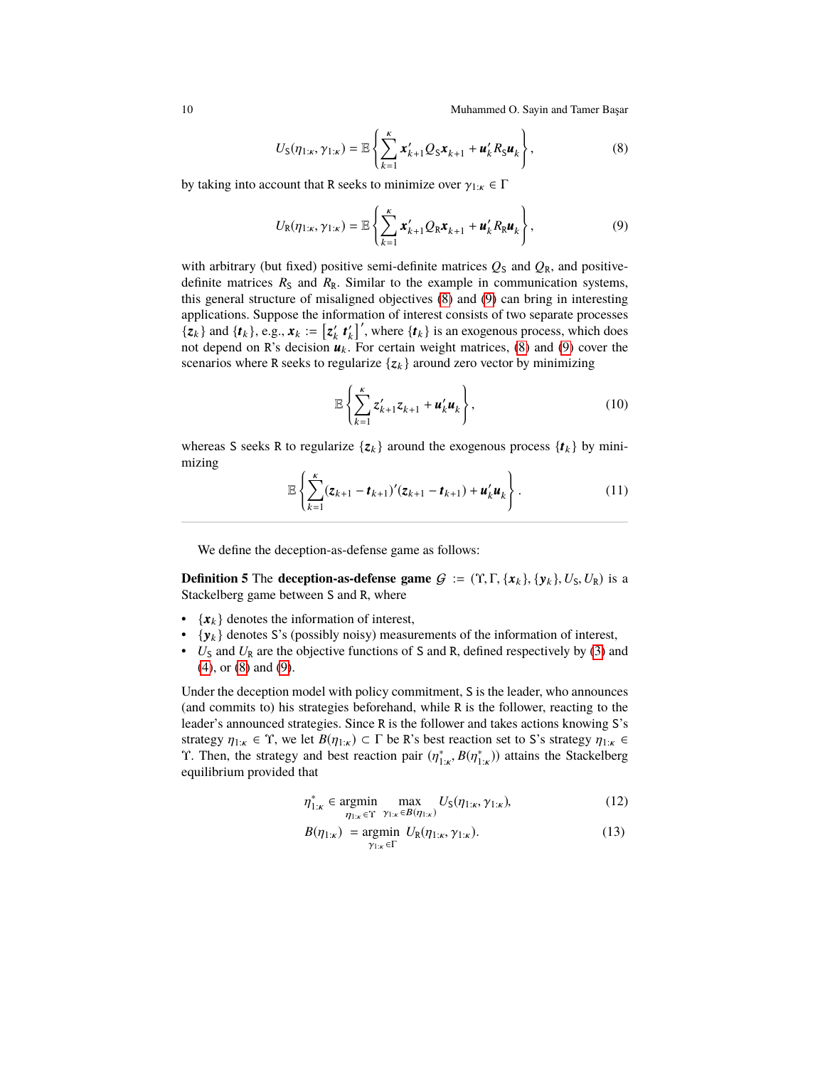$$U_{\mathsf{S}}(\eta_{1:\kappa}, \gamma_{1:\kappa}) = \mathbb{E}\left\{\sum_{k=1}^{\kappa} \boldsymbol{x}_{k+1}' Q_{\mathsf{S}} \boldsymbol{x}_{k+1} + \boldsymbol{u}_k' R_{\mathsf{S}} \boldsymbol{u}_k\right\}, \tag{8}$$

by taking into account that R seeks to minimize over $\gamma_{1:\kappa} \in \Gamma$

$$U_{\mathsf{R}}(\eta_{1:\kappa}, \gamma_{1:\kappa}) = \mathbb{E}\left\{\sum_{k=1}^{\kappa} \boldsymbol{x}_{k+1}' Q_{\mathsf{R}} \boldsymbol{x}_{k+1} + \boldsymbol{u}_k' R_{\mathsf{R}} \boldsymbol{u}_k\right\}, \tag{9}$$

with arbitrary (but fixed) positive semi-definite matrices $Q_{\mathsf{S}}$ and $Q_{\mathsf{R}}$, and positive-definite matrices $R_{\mathsf{S}}$ and $R_{\mathsf{R}}$. Similar to the example in communication systems, this general structure of misaligned objectives (8) and (9) can bring in interesting applications. Suppose the information of interest consists of two separate processes $\{\boldsymbol{z}_k\}$ and $\{\boldsymbol{t}_k\}$, e.g., $\boldsymbol{x}_k := \begin{bmatrix}\boldsymbol{z}_k' & \boldsymbol{t}_k'\end{bmatrix}'$, where $\{\boldsymbol{t}_k\}$ is an exogenous process, which does not depend on R's decision $\boldsymbol{u}_k$. For certain weight matrices, (8) and (9) cover the scenarios where R seeks to regularize $\{z_k\}$ around zero vector by minimizing

$$\mathbb{E}\left\{\sum_{k=1}^{\kappa} z_{k+1}' z_{k+1} + \boldsymbol{u}_k' \boldsymbol{u}_k\right\}, \tag{10}$$

whereas S seeks R to regularize $\{\boldsymbol{z}_k\}$ around the exogenous process $\{\boldsymbol{t}_k\}$ by minimizing

$$\mathbb{E}\left\{\sum_{k=1}^{\kappa} (\boldsymbol{z}_{k+1} - \boldsymbol{t}_{k+1})'(\boldsymbol{z}_{k+1} - \boldsymbol{t}_{k+1}) + \boldsymbol{u}_k' \boldsymbol{u}_k\right\}. \tag{11}$$

---

We define the deception-as-defense game as follows:

**Definition 5** The **deception-as-defense game** $\mathcal{G} := (\Upsilon, \Gamma, \{\boldsymbol{x}_k\}, \{\boldsymbol{y}_k\}, U_{\mathsf{S}}, U_{\mathsf{R}})$ is a Stackelberg game between S and R, where

- $\{\boldsymbol{x}_k\}$ denotes the information of interest,
- $\{\boldsymbol{y}_k\}$ denotes S's (possibly noisy) measurements of the information of interest,
- $U_{\mathsf{S}}$ and $U_{\mathsf{R}}$ are the objective functions of S and R, defined respectively by (3) and (4), or (8) and (9).

Under the deception model with policy commitment, S is the leader, who announces (and commits to) his strategies beforehand, while R is the follower, reacting to the leader's announced strategies. Since R is the follower and takes actions knowing S's strategy $\eta_{1:\kappa} \in \Upsilon$, we let $B(\eta_{1:\kappa}) \subset \Gamma$ be R's best reaction set to S's strategy $\eta_{1:\kappa} \in \Upsilon$. Then, the strategy and best reaction pair $(\eta_{1:\kappa}^*, B(\eta_{1:\kappa}^*))$ attains the Stackelberg equilibrium provided that

$$\eta_{1:\kappa}^* \in \operatorname*{argmin}_{\eta_{1:\kappa} \in \Upsilon} \max_{\gamma_{1:\kappa} \in B(\eta_{1:\kappa})} U_{\mathsf{S}}(\eta_{1:\kappa}, \gamma_{1:\kappa}), \tag{12}$$

$$B(\eta_{1:\kappa}) = \operatorname*{argmin}_{\gamma_{1:\kappa} \in \Gamma} U_{\mathsf{R}}(\eta_{1:\kappa}, \gamma_{1:\kappa}). \tag{13}$$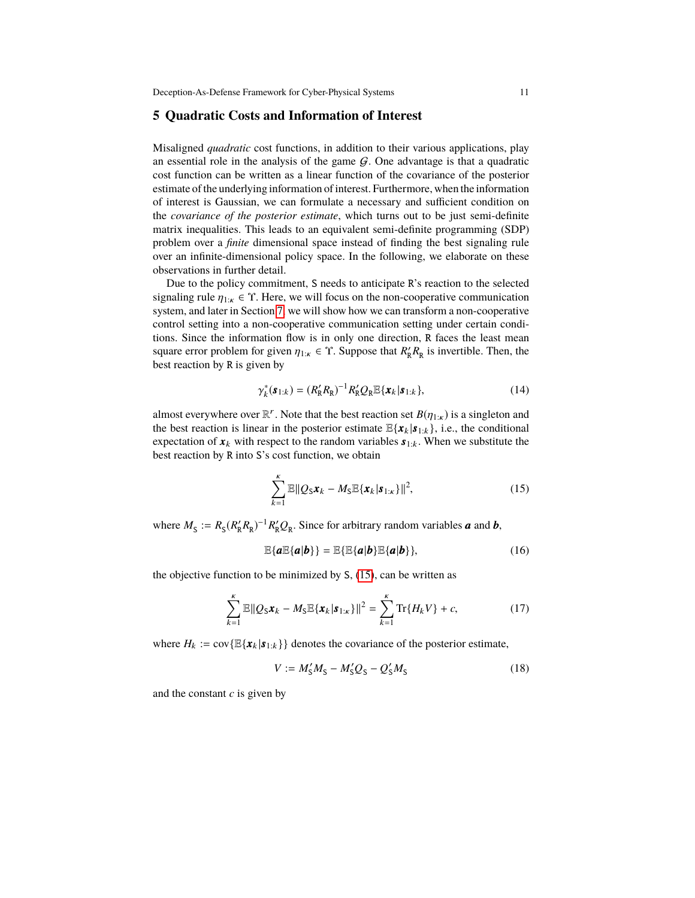## 5 Quadratic Costs and Information of Interest

Misaligned *quadratic* cost functions, in addition to their various applications, play an essential role in the analysis of the game $\mathcal{G}$. One advantage is that a quadratic cost function can be written as a linear function of the covariance of the posterior estimate of the underlying information of interest. Furthermore, when the information of interest is Gaussian, we can formulate a necessary and sufficient condition on the *covariance of the posterior estimate*, which turns out to be just semi-definite matrix inequalities. This leads to an equivalent semi-definite programming (SDP) problem over a *finite* dimensional space instead of finding the best signaling rule over an infinite-dimensional policy space. In the following, we elaborate on these observations in further detail.

Due to the policy commitment, $\mathtt{S}$ needs to anticipate $\mathtt{R}$'s reaction to the selected signaling rule $\eta_{1:\kappa} \in \Upsilon$. Here, we will focus on the non-cooperative communication system, and later in Section 7, we will show how we can transform a non-cooperative control setting into a non-cooperative communication setting under certain conditions. Since the information flow is in only one direction, $\mathtt{R}$ faces the least mean square error problem for given $\eta_{1:\kappa} \in \Upsilon$. Suppose that $R_{\mathtt{R}}' R_{\mathtt{R}}$ is invertible. Then, the best reaction by $\mathtt{R}$ is given by

$$\gamma_k^*(\boldsymbol{s}_{1:k}) = (R_{\mathtt{R}}' R_{\mathtt{R}})^{-1} R_{\mathtt{R}}' Q_{\mathtt{R}} \mathbb{E}\{\boldsymbol{x}_k | \boldsymbol{s}_{1:k}\}, \tag{14}$$

almost everywhere over $\mathbb{R}^r$. Note that the best reaction set $B(\eta_{1:\kappa})$ is a singleton and the best reaction is linear in the posterior estimate $\mathbb{E}\{\boldsymbol{x}_k | \boldsymbol{s}_{1:k}\}$, i.e., the conditional expectation of $\boldsymbol{x}_k$ with respect to the random variables $\boldsymbol{s}_{1:k}$. When we substitute the best reaction by $\mathtt{R}$ into $\mathtt{S}$'s cost function, we obtain

$$\sum_{k=1}^{\kappa} \mathbb{E}\| Q_{\mathtt{S}} \boldsymbol{x}_k - M_{\mathtt{S}} \mathbb{E}\{\boldsymbol{x}_k | \boldsymbol{s}_{1:\kappa}\} \|^2, \tag{15}$$

where $M_{\mathtt{S}} := R_{\mathtt{S}} (R_{\mathtt{R}}' R_{\mathtt{R}})^{-1} R_{\mathtt{R}}' Q_{\mathtt{R}}$. Since for arbitrary random variables $\boldsymbol{a}$ and $\boldsymbol{b}$,

$$\mathbb{E}\{\boldsymbol{a} \mathbb{E}\{\boldsymbol{a}|\boldsymbol{b}\}\} = \mathbb{E}\{\mathbb{E}\{\boldsymbol{a}|\boldsymbol{b}\} \mathbb{E}\{\boldsymbol{a}|\boldsymbol{b}\}\}, \tag{16}$$

the objective function to be minimized by $\mathtt{S}$, (15), can be written as

$$\sum_{k=1}^{\kappa} \mathbb{E}\| Q_{\mathtt{S}} \boldsymbol{x}_k - M_{\mathtt{S}} \mathbb{E}\{\boldsymbol{x}_k | \boldsymbol{s}_{1:\kappa}\} \|^2 = \sum_{k=1}^{\kappa} \mathrm{Tr}\{H_k V\} + c, \tag{17}$$

where $H_k := \mathrm{cov}\{\mathbb{E}\{\boldsymbol{x}_k | \boldsymbol{s}_{1:k}\}\}$ denotes the covariance of the posterior estimate,

$$V := M_{\mathtt{S}}' M_{\mathtt{S}} - M_{\mathtt{S}}' Q_{\mathtt{S}} - Q_{\mathtt{S}}' M_{\mathtt{S}} \tag{18}$$

and the constant $c$ is given by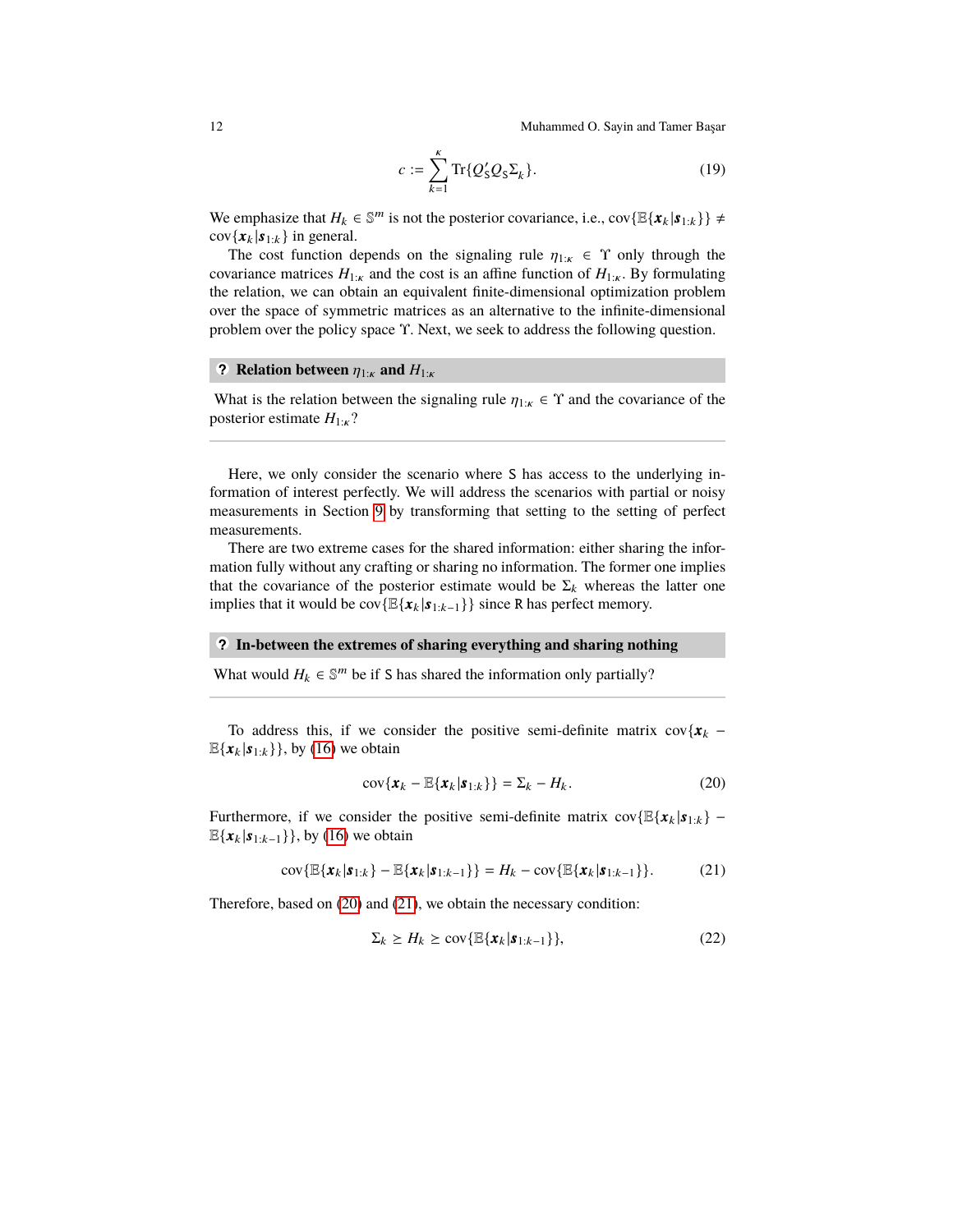$$c := \sum_{k=1}^{\kappa} \mathrm{Tr}\{Q_S' Q_S \Sigma_k\}. \tag{19}$$

We emphasize that $H_k \in \mathbb{S}^m$ is not the posterior covariance, i.e., $\mathrm{cov}\{\mathbb{E}\{\boldsymbol{x}_k|\boldsymbol{s}_{1:k}\}\} \neq \mathrm{cov}\{\boldsymbol{x}_k|\boldsymbol{s}_{1:k}\}$ in general.

The cost function depends on the signaling rule $\eta_{1:\kappa} \in \Upsilon$ only through the covariance matrices $H_{1:\kappa}$ and the cost is an affine function of $H_{1:\kappa}$. By formulating the relation, we can obtain an equivalent finite-dimensional optimization problem over the space of symmetric matrices as an alternative to the infinite-dimensional problem over the policy space $\Upsilon$. Next, we seek to address the following question.

**? Relation between $\eta_{1:\kappa}$ and $H_{1:\kappa}$**

What is the relation between the signaling rule $\eta_{1:\kappa} \in \Upsilon$ and the covariance of the posterior estimate $H_{1:\kappa}$?

---

Here, we only consider the scenario where S has access to the underlying information of interest perfectly. We will address the scenarios with partial or noisy measurements in Section 9 by transforming that setting to the setting of perfect measurements.

There are two extreme cases for the shared information: either sharing the information fully without any crafting or sharing no information. The former one implies that the covariance of the posterior estimate would be $\Sigma_k$ whereas the latter one implies that it would be $\mathrm{cov}\{\mathbb{E}\{\boldsymbol{x}_k|\boldsymbol{s}_{1:k-1}\}\}$ since R has perfect memory.

**? In-between the extremes of sharing everything and sharing nothing**

What would $H_k \in \mathbb{S}^m$ be if S has shared the information only partially?

---

To address this, if we consider the positive semi-definite matrix $\mathrm{cov}\{\boldsymbol{x}_k - \mathbb{E}\{\boldsymbol{x}_k|\boldsymbol{s}_{1:k}\}\}$, by (16) we obtain

$$\mathrm{cov}\{\boldsymbol{x}_k - \mathbb{E}\{\boldsymbol{x}_k|\boldsymbol{s}_{1:k}\}\} = \Sigma_k - H_k. \tag{20}$$

Furthermore, if we consider the positive semi-definite matrix $\mathrm{cov}\{\mathbb{E}\{\boldsymbol{x}_k|\boldsymbol{s}_{1:k}\} - \mathbb{E}\{\boldsymbol{x}_k|\boldsymbol{s}_{1:k-1}\}\}$, by (16) we obtain

$$\mathrm{cov}\{\mathbb{E}\{\boldsymbol{x}_k|\boldsymbol{s}_{1:k}\} - \mathbb{E}\{\boldsymbol{x}_k|\boldsymbol{s}_{1:k-1}\}\} = H_k - \mathrm{cov}\{\mathbb{E}\{\boldsymbol{x}_k|\boldsymbol{s}_{1:k-1}\}\}. \tag{21}$$

Therefore, based on (20) and (21), we obtain the necessary condition:

$$\Sigma_k \succeq H_k \succeq \mathrm{cov}\{\mathbb{E}\{\boldsymbol{x}_k|\boldsymbol{s}_{1:k-1}\}\}, \tag{22}$$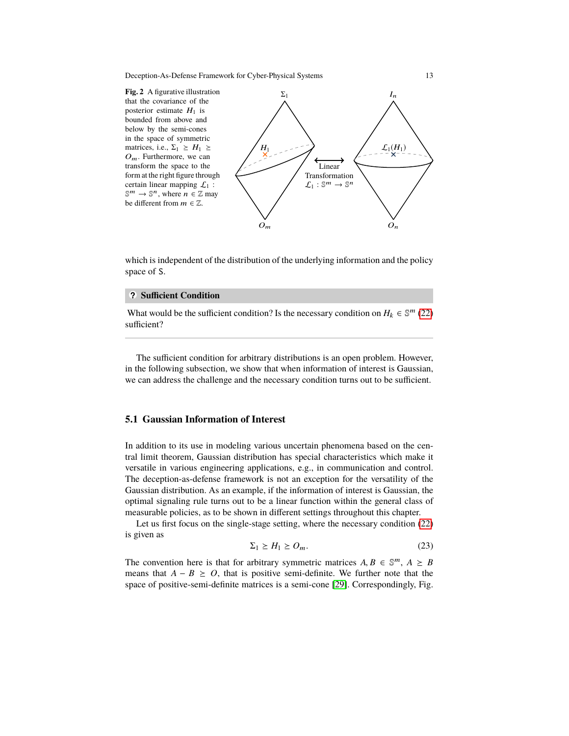**Fig. 2** A figurative illustration that the covariance of the posterior estimate $H_1$ is bounded from above and below by the semi-cones in the space of symmetric matrices, i.e., $\Sigma_1 \geq H_1 \geq O_m$. Furthermore, we can transform the space to the form at the right figure through certain linear mapping $\mathcal{L}_1 : \mathbb{S}^m \to \mathbb{S}^n$, where $n \in \mathbb{Z}$ may be different from $m \in \mathbb{Z}$.

which is independent of the distribution of the underlying information and the policy space of S.

> **? Sufficient Condition**
>
> What would be the sufficient condition? Is the necessary condition on $H_k \in \mathbb{S}^m$ (22) sufficient?

The sufficient condition for arbitrary distributions is an open problem. However, in the following subsection, we show that when information of interest is Gaussian, we can address the challenge and the necessary condition turns out to be sufficient.

## 5.1 Gaussian Information of Interest

In addition to its use in modeling various uncertain phenomena based on the central limit theorem, Gaussian distribution has special characteristics which make it versatile in various engineering applications, e.g., in communication and control. The deception-as-defense framework is not an exception for the versatility of the Gaussian distribution. As an example, if the information of interest is Gaussian, the optimal signaling rule turns out to be a linear function within the general class of measurable policies, as to be shown in different settings throughout this chapter.

Let us first focus on the single-stage setting, where the necessary condition (22) is given as

$$\Sigma_1 \geq H_1 \geq O_m. \tag{23}$$

The convention here is that for arbitrary symmetric matrices $A, B \in \mathbb{S}^m$, $A \geq B$ means that $A - B \geq O$, that is positive semi-definite. We further note that the space of positive-semi-definite matrices is a semi-cone [29]. Correspondingly, Fig.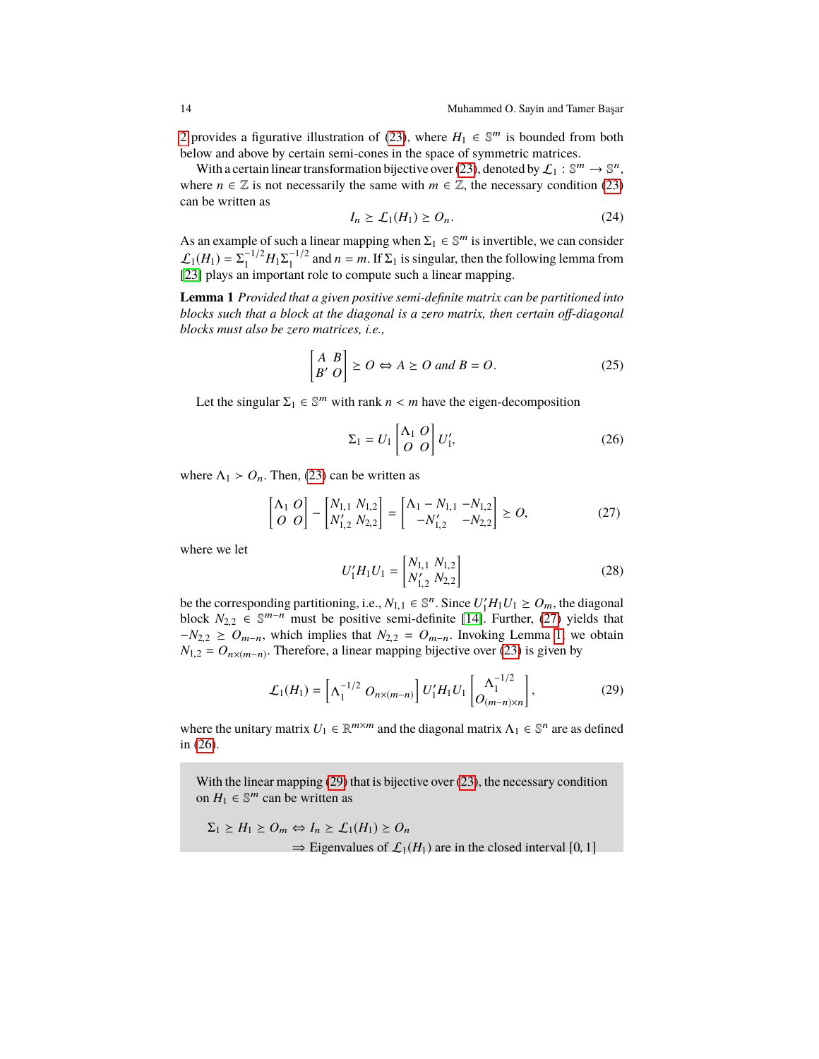2 provides a figurative illustration of (23), where $H_1 \in \mathbb{S}^m$ is bounded from both below and above by certain semi-cones in the space of symmetric matrices.

With a certain linear transformation bijective over (23), denoted by $\mathcal{L}_1 : \mathbb{S}^m \to \mathbb{S}^n$, where $n \in \mathbb{Z}$ is not necessarily the same with $m \in \mathbb{Z}$, the necessary condition (23) can be written as

$$I_n \geq \mathcal{L}_1(H_1) \geq O_n. \tag{24}$$

As an example of such a linear mapping when $\Sigma_1 \in \mathbb{S}^m$ is invertible, we can consider $\mathcal{L}_1(H_1) = \Sigma_1^{-1/2} H_1 \Sigma_1^{-1/2}$ and $n = m$. If $\Sigma_1$ is singular, then the following lemma from [23] plays an important role to compute such a linear mapping.

**Lemma 1** *Provided that a given positive semi-definite matrix can be partitioned into blocks such that a block at the diagonal is a zero matrix, then certain off-diagonal blocks must also be zero matrices, i.e.,*

$$\begin{bmatrix} A & B \\ B' & O \end{bmatrix} \geq O \Leftrightarrow A \geq O \text{ and } B = O. \tag{25}$$

Let the singular $\Sigma_1 \in \mathbb{S}^m$ with rank $n < m$ have the eigen-decomposition

$$\Sigma_1 = U_1 \begin{bmatrix} \Lambda_1 & O \\ O & O \end{bmatrix} U_1', \tag{26}$$

where $\Lambda_1 > O_n$. Then, (23) can be written as

$$\begin{bmatrix} \Lambda_1 & O \\ O & O \end{bmatrix} - \begin{bmatrix} N_{1,1} & N_{1,2} \\ N_{1,2}' & N_{2,2} \end{bmatrix} = \begin{bmatrix} \Lambda_1 - N_{1,1} & -N_{1,2} \\ -N_{1,2}' & -N_{2,2} \end{bmatrix} \geq O, \tag{27}$$

where we let

$$U_1' H_1 U_1 = \begin{bmatrix} N_{1,1} & N_{1,2} \\ N_{1,2}' & N_{2,2} \end{bmatrix} \tag{28}$$

be the corresponding partitioning, i.e., $N_{1,1} \in \mathbb{S}^n$. Since $U_1' H_1 U_1 \geq O_m$, the diagonal block $N_{2,2} \in \mathbb{S}^{m-n}$ must be positive semi-definite [14]. Further, (27) yields that $-N_{2,2} \geq O_{m-n}$, which implies that $N_{2,2} = O_{m-n}$. Invoking Lemma 1, we obtain $N_{1,2} = O_{n\times(m-n)}$. Therefore, a linear mapping bijective over (23) is given by

$$\mathcal{L}_1(H_1) = \begin{bmatrix} \Lambda_1^{-1/2} & O_{n\times(m-n)} \end{bmatrix} U_1' H_1 U_1 \begin{bmatrix} \Lambda_1^{-1/2} \\ O_{(m-n)\times n} \end{bmatrix}, \tag{29}$$

where the unitary matrix $U_1 \in \mathbb{R}^{m\times m}$ and the diagonal matrix $\Lambda_1 \in \mathbb{S}^n$ are as defined in (26).

> With the linear mapping (29) that is bijective over (23), the necessary condition on $H_1 \in \mathbb{S}^m$ can be written as
>
> $$\Sigma_1 \geq H_1 \geq O_m \Leftrightarrow I_n \geq \mathcal{L}_1(H_1) \geq O_n$$
> $$\Rightarrow \text{Eigenvalues of } \mathcal{L}_1(H_1) \text{ are in the closed interval } [0, 1]$$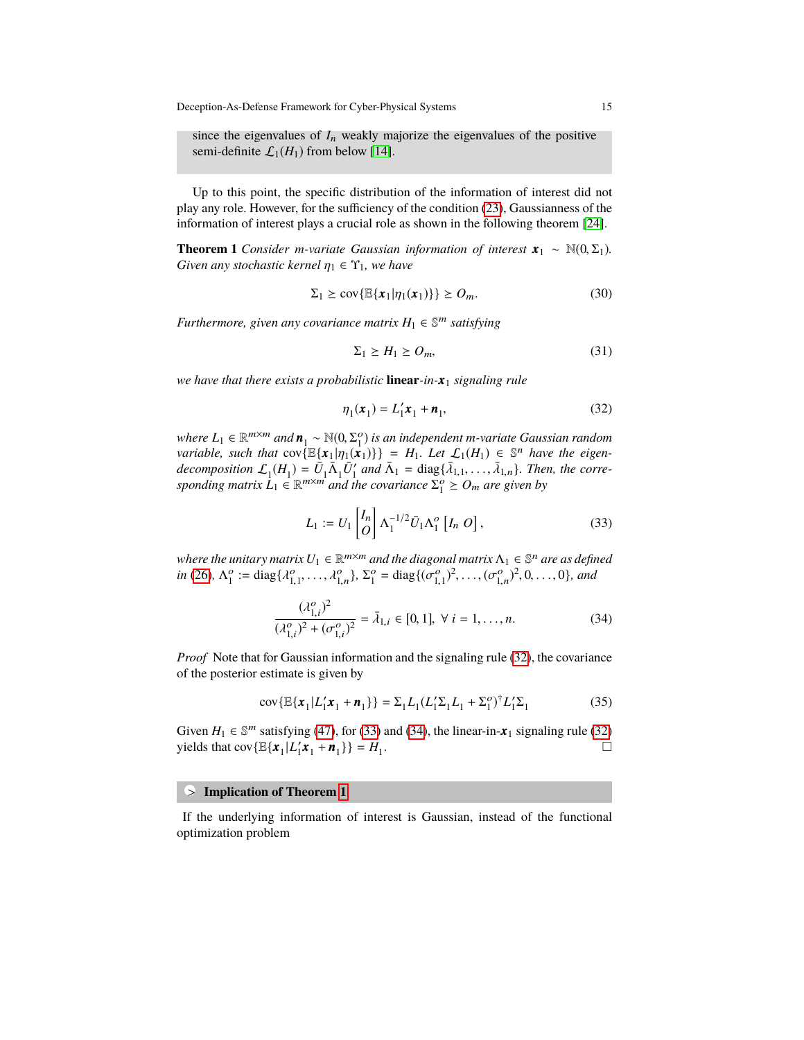since the eigenvalues of $I_n$ weakly majorize the eigenvalues of the positive semi-definite $\mathcal{L}_1(H_1)$ from below [14].

Up to this point, the specific distribution of the information of interest did not play any role. However, for the sufficiency of the condition (23), Gaussianness of the information of interest plays a crucial role as shown in the following theorem [24].

**Theorem 1** *Consider $m$-variate Gaussian information of interest $\boldsymbol{x}_1 \sim \mathbb{N}(0, \Sigma_1)$. Given any stochastic kernel $\eta_1 \in \Upsilon_1$, we have*

$$\Sigma_1 \succeq \mathrm{cov}\{\mathbb{E}\{\boldsymbol{x}_1|\eta_1(\boldsymbol{x}_1)\}\} \succeq O_m. \tag{30}$$

*Furthermore, given any covariance matrix $H_1 \in \mathbb{S}^m$ satisfying*

$$\Sigma_1 \succeq H_1 \succeq O_m, \tag{31}$$

*we have that there exists a probabilistic* **linear**-*in-$\boldsymbol{x}_1$ signaling rule*

$$\eta_1(\boldsymbol{x}_1) = L_1'\boldsymbol{x}_1 + \boldsymbol{n}_1, \tag{32}$$

*where $L_1 \in \mathbb{R}^{m\times m}$ and $\boldsymbol{n}_1 \sim \mathbb{N}(0, \Sigma_1^o)$ is an independent $m$-variate Gaussian random variable, such that $\mathrm{cov}\{\mathbb{E}\{\boldsymbol{x}_1|\eta_1(\boldsymbol{x}_1)\}\} = H_1$. Let $\mathcal{L}_1(H_1) \in \mathbb{S}^n$ have the eigen-decomposition $\mathcal{L}_1(H_1) = \bar{U}_1\bar{\Lambda}_1\bar{U}_1'$ and $\bar{\Lambda}_1 = \mathrm{diag}\{\bar{\lambda}_{1,1}, \ldots, \bar{\lambda}_{1,n}\}$. Then, the corresponding matrix $L_1 \in \mathbb{R}^{m\times m}$ and the covariance $\Sigma_1^o \succeq O_m$ are given by*

$$L_1 := U_1 \begin{bmatrix} I_n \\ O \end{bmatrix} \Lambda_1^{-1/2}\bar{U}_1\Lambda_1^o \begin{bmatrix} I_n & O \end{bmatrix}, \tag{33}$$

*where the unitary matrix $U_1 \in \mathbb{R}^{m\times m}$ and the diagonal matrix $\Lambda_1 \in \mathbb{S}^n$ are as defined in (26), $\Lambda_1^o := \mathrm{diag}\{\lambda_{1,1}^o, \ldots, \lambda_{1,n}^o\}$, $\Sigma_1^o = \mathrm{diag}\{(\sigma_{1,1}^o)^2, \ldots, (\sigma_{1,n}^o)^2, 0, \ldots, 0\}$, and*

$$\frac{(\lambda_{1,i}^o)^2}{(\lambda_{1,i}^o)^2 + (\sigma_{1,i}^o)^2} = \bar{\lambda}_{1,i} \in [0,1],\ \forall\, i = 1, \ldots, n. \tag{34}$$

*Proof* Note that for Gaussian information and the signaling rule (32), the covariance of the posterior estimate is given by

$$\mathrm{cov}\{\mathbb{E}\{\boldsymbol{x}_1|L_1'\boldsymbol{x}_1 + \boldsymbol{n}_1\}\} = \Sigma_1 L_1(L_1'\Sigma_1 L_1 + \Sigma_1^o)^\dagger L_1'\Sigma_1 \tag{35}$$

Given $H_1 \in \mathbb{S}^m$ satisfying (47), for (33) and (34), the linear-in-$\boldsymbol{x}_1$ signaling rule (32) yields that $\mathrm{cov}\{\mathbb{E}\{\boldsymbol{x}_1|L_1'\boldsymbol{x}_1 + \boldsymbol{n}_1\}\} = H_1$. □

### > Implication of Theorem 1

If the underlying information of interest is Gaussian, instead of the functional optimization problem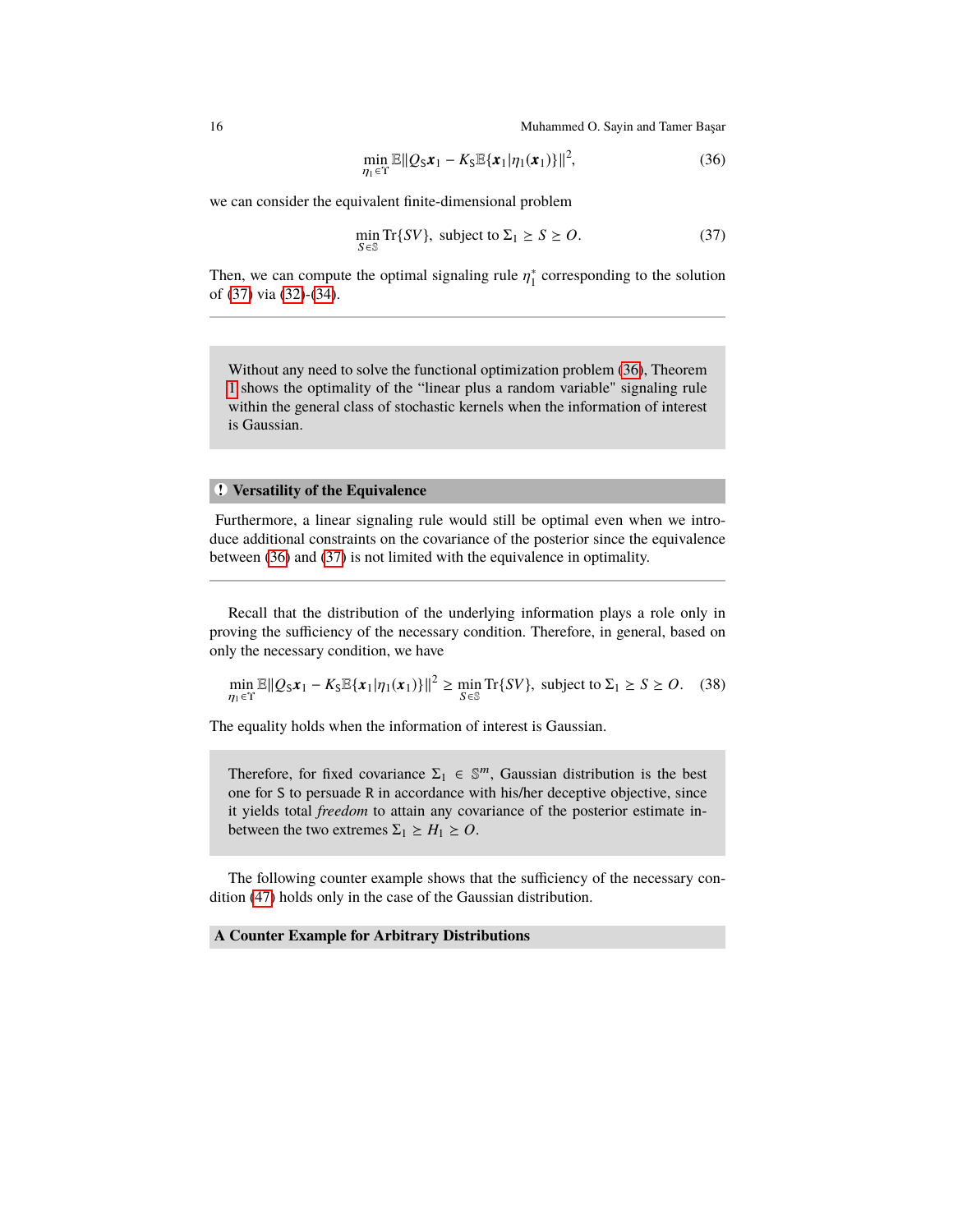$$\min_{\eta_1 \in \Upsilon} \mathbb{E}\|Q_{\mathrm{S}}\boldsymbol{x}_1 - K_{\mathrm{S}}\mathbb{E}\{\boldsymbol{x}_1|\eta_1(\boldsymbol{x}_1)\}\|^2, \tag{36}$$

we can consider the equivalent finite-dimensional problem

$$\min_{S \in \mathbb{S}} \mathrm{Tr}\{SV\}, \text{ subject to } \Sigma_1 \geq S \geq O. \tag{37}$$

Then, we can compute the optimal signaling rule $\eta_1^*$ corresponding to the solution of (37) via (32)-(34).

---

Without any need to solve the functional optimization problem (36), Theorem 1 shows the optimality of the "linear plus a random variable" signaling rule within the general class of stochastic kernels when the information of interest is Gaussian.

**! Versatility of the Equivalence**

Furthermore, a linear signaling rule would still be optimal even when we introduce additional constraints on the covariance of the posterior since the equivalence between (36) and (37) is not limited with the equivalence in optimality.

---

Recall that the distribution of the underlying information plays a role only in proving the sufficiency of the necessary condition. Therefore, in general, based on only the necessary condition, we have

$$\min_{\eta_1 \in \Upsilon} \mathbb{E}\|Q_{\mathrm{S}}\boldsymbol{x}_1 - K_{\mathrm{S}}\mathbb{E}\{\boldsymbol{x}_1|\eta_1(\boldsymbol{x}_1)\}\|^2 \geq \min_{S \in \mathbb{S}} \mathrm{Tr}\{SV\}, \text{ subject to } \Sigma_1 \geq S \geq O. \tag{38}$$

The equality holds when the information of interest is Gaussian.

Therefore, for fixed covariance $\Sigma_1 \in \mathbb{S}^m$, Gaussian distribution is the best one for S to persuade R in accordance with his/her deceptive objective, since it yields total *freedom* to attain any covariance of the posterior estimate in-between the two extremes $\Sigma_1 \geq H_1 \geq O$.

The following counter example shows that the sufficiency of the necessary condition (47) holds only in the case of the Gaussian distribution.

**A Counter Example for Arbitrary Distributions**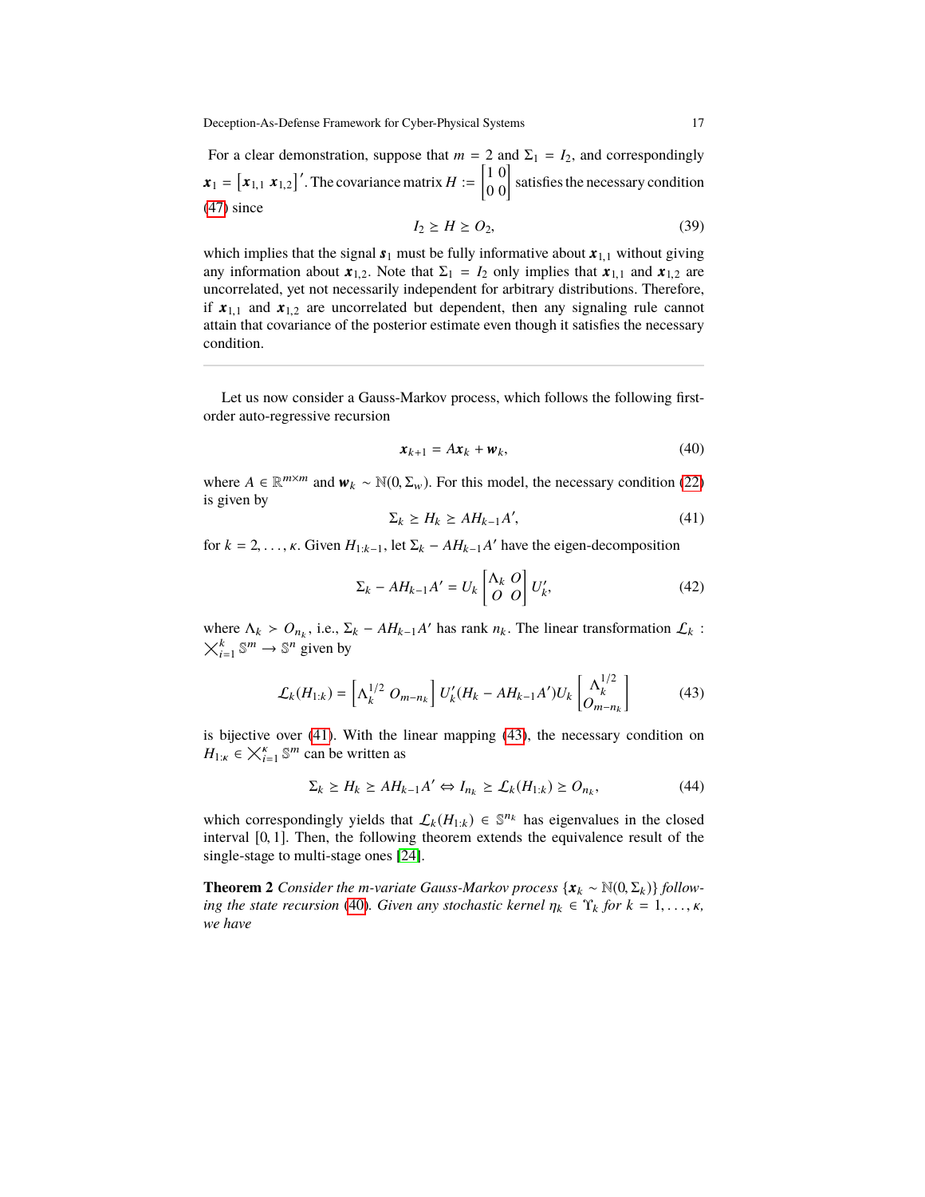For a clear demonstration, suppose that $m = 2$ and $\Sigma_1 = I_2$, and correspondingly $\boldsymbol{x}_1 = \begin{bmatrix} \boldsymbol{x}_{1,1} & \boldsymbol{x}_{1,2} \end{bmatrix}'$. The covariance matrix $H := \begin{bmatrix} 1 & 0 \\ 0 & 0 \end{bmatrix}$ satisfies the necessary condition (47) since

$$I_2 \geq H \geq O_2, \tag{39}$$

which implies that the signal $\boldsymbol{s}_1$ must be fully informative about $\boldsymbol{x}_{1,1}$ without giving any information about $\boldsymbol{x}_{1,2}$. Note that $\Sigma_1 = I_2$ only implies that $\boldsymbol{x}_{1,1}$ and $\boldsymbol{x}_{1,2}$ are uncorrelated, yet not necessarily independent for arbitrary distributions. Therefore, if $\boldsymbol{x}_{1,1}$ and $\boldsymbol{x}_{1,2}$ are uncorrelated but dependent, then any signaling rule cannot attain that covariance of the posterior estimate even though it satisfies the necessary condition.

---

Let us now consider a Gauss-Markov process, which follows the following first-order auto-regressive recursion

$$\boldsymbol{x}_{k+1} = A\boldsymbol{x}_k + \boldsymbol{w}_k, \tag{40}$$

where $A \in \mathbb{R}^{m\times m}$ and $\boldsymbol{w}_k \sim \mathbb{N}(0, \Sigma_w)$. For this model, the necessary condition (22) is given by

$$\Sigma_k \geq H_k \geq AH_{k-1}A', \tag{41}$$

for $k = 2, \ldots, \kappa$. Given $H_{1:k-1}$, let $\Sigma_k - AH_{k-1}A'$ have the eigen-decomposition

$$\Sigma_k - AH_{k-1}A' = U_k \begin{bmatrix} \Lambda_k & O \\ O & O \end{bmatrix} U_k', \tag{42}$$

where $\Lambda_k > O_{n_k}$, i.e., $\Sigma_k - AH_{k-1}A'$ has rank $n_k$. The linear transformation $\mathcal{L}_k : \bigtimes_{i=1}^{k} \mathbb{S}^m \to \mathbb{S}^n$ given by

$$\mathcal{L}_k(H_{1:k}) = \begin{bmatrix} \Lambda_k^{1/2} & O_{m-n_k} \end{bmatrix} U_k'(H_k - AH_{k-1}A')U_k \begin{bmatrix} \Lambda_k^{1/2} \\ O_{m-n_k} \end{bmatrix} \tag{43}$$

is bijective over (41). With the linear mapping (43), the necessary condition on $H_{1:\kappa} \in \bigtimes_{i=1}^{\kappa} \mathbb{S}^m$ can be written as

$$\Sigma_k \geq H_k \geq AH_{k-1}A' \Leftrightarrow I_{n_k} \geq \mathcal{L}_k(H_{1:k}) \geq O_{n_k}, \tag{44}$$

which correspondingly yields that $\mathcal{L}_k(H_{1:k}) \in \mathbb{S}^{n_k}$ has eigenvalues in the closed interval $[0, 1]$. Then, the following theorem extends the equivalence result of the single-stage to multi-stage ones [24].

**Theorem 2** *Consider the m-variate Gauss-Markov process $\{\boldsymbol{x}_k \sim \mathbb{N}(0, \Sigma_k)\}$ following the state recursion (40). Given any stochastic kernel $\eta_k \in \Upsilon_k$ for $k = 1, \ldots, \kappa$, we have*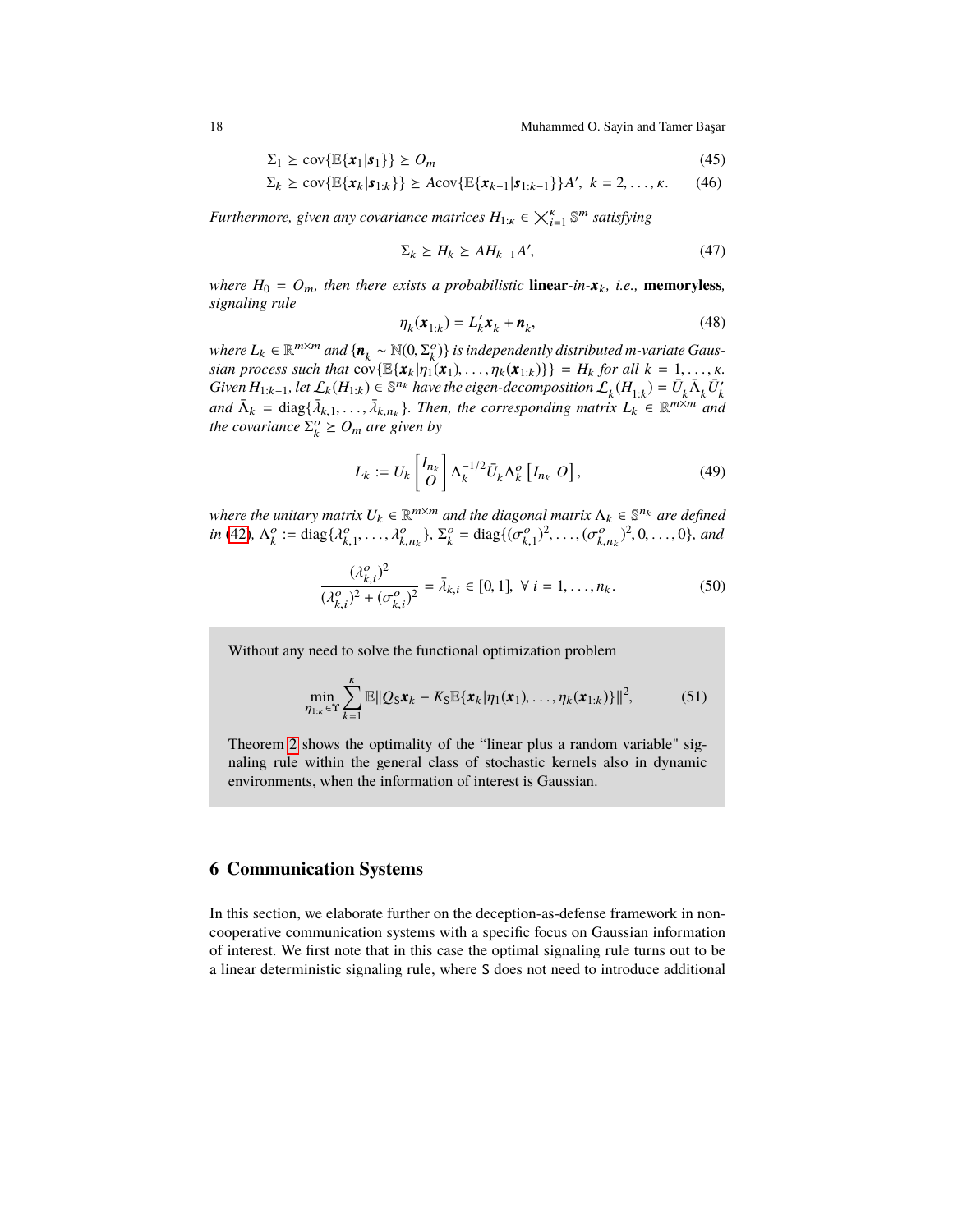$$\Sigma_1 \succeq \text{cov}\{\mathbb{E}\{\boldsymbol{x}_1|\boldsymbol{s}_1\}\} \succeq O_m \tag{45}$$

$$\Sigma_k \succeq \text{cov}\{\mathbb{E}\{\boldsymbol{x}_k|\boldsymbol{s}_{1:k}\}\} \succeq A\text{cov}\{\mathbb{E}\{\boldsymbol{x}_{k-1}|\boldsymbol{s}_{1:k-1}\}\}A', \;\; k = 2, \ldots, \kappa. \tag{46}$$

*Furthermore, given any covariance matrices $H_{1:\kappa} \in \bigtimes_{i=1}^{\kappa} \mathbb{S}^m$ satisfying*

$$\Sigma_k \succeq H_k \succeq AH_{k-1}A', \tag{47}$$

*where $H_0 = O_m$, then there exists a probabilistic* **linear**-*in*-$\boldsymbol{x}_k$*, i.e.,* **memoryless***, signaling rule*

$$\eta_k(\boldsymbol{x}_{1:k}) = L_k'\boldsymbol{x}_k + \boldsymbol{n}_k, \tag{48}$$

*where $L_k \in \mathbb{R}^{m \times m}$ and $\{\boldsymbol{n}_k \sim \mathbb{N}(0, \Sigma_k^o)\}$ is independently distributed $m$-variate Gaussian process such that $\text{cov}\{\mathbb{E}\{\boldsymbol{x}_k|\eta_1(\boldsymbol{x}_1), \ldots, \eta_k(\boldsymbol{x}_{1:k})\}\} = H_k$ for all $k = 1, \ldots, \kappa$. Given $H_{1:k-1}$, let $\mathcal{L}_k(H_{1:k}) \in \mathbb{S}^{n_k}$ have the eigen-decomposition $\mathcal{L}_k(H_{1:k}) = \bar{U}_k\bar{\Lambda}_k\bar{U}_k'$ and $\bar{\Lambda}_k = \text{diag}\{\bar{\lambda}_{k,1}, \ldots, \bar{\lambda}_{k,n_k}\}$. Then, the corresponding matrix $L_k \in \mathbb{R}^{m \times m}$ and the covariance $\Sigma_k^o \succeq O_m$ are given by*

$$L_k := U_k \begin{bmatrix} I_{n_k} \\ O \end{bmatrix} \Lambda_k^{-1/2}\bar{U}_k\Lambda_k^o \begin{bmatrix} I_{n_k} & O \end{bmatrix}, \tag{49}$$

*where the unitary matrix $U_k \in \mathbb{R}^{m \times m}$ and the diagonal matrix $\Lambda_k \in \mathbb{S}^{n_k}$ are defined in (42), $\Lambda_k^o := \text{diag}\{\lambda_{k,1}^o, \ldots, \lambda_{k,n_k}^o\}$, $\Sigma_k^o = \text{diag}\{(\sigma_{k,1}^o)^2, \ldots, (\sigma_{k,n_k}^o)^2, 0, \ldots, 0\}$, and*

$$\frac{(\lambda_{k,i}^o)^2}{(\lambda_{k,i}^o)^2 + (\sigma_{k,i}^o)^2} = \bar{\lambda}_{k,i} \in [0,1], \;\; \forall\, i = 1, \ldots, n_k. \tag{50}$$

Without any need to solve the functional optimization problem

$$\min_{\eta_{1:\kappa} \in \Upsilon} \sum_{k=1}^{\kappa} \mathbb{E}\|Q_{\mathsf{S}}\boldsymbol{x}_k - K_{\mathsf{S}}\mathbb{E}\{\boldsymbol{x}_k|\eta_1(\boldsymbol{x}_1), \ldots, \eta_k(\boldsymbol{x}_{1:k})\}\|^2, \tag{51}$$

Theorem 2 shows the optimality of the "linear plus a random variable" signaling rule within the general class of stochastic kernels also in dynamic environments, when the information of interest is Gaussian.

## 6 Communication Systems

In this section, we elaborate further on the deception-as-defense framework in non-cooperative communication systems with a specific focus on Gaussian information of interest. We first note that in this case the optimal signaling rule turns out to be a linear deterministic signaling rule, where $\mathsf{S}$ does not need to introduce additional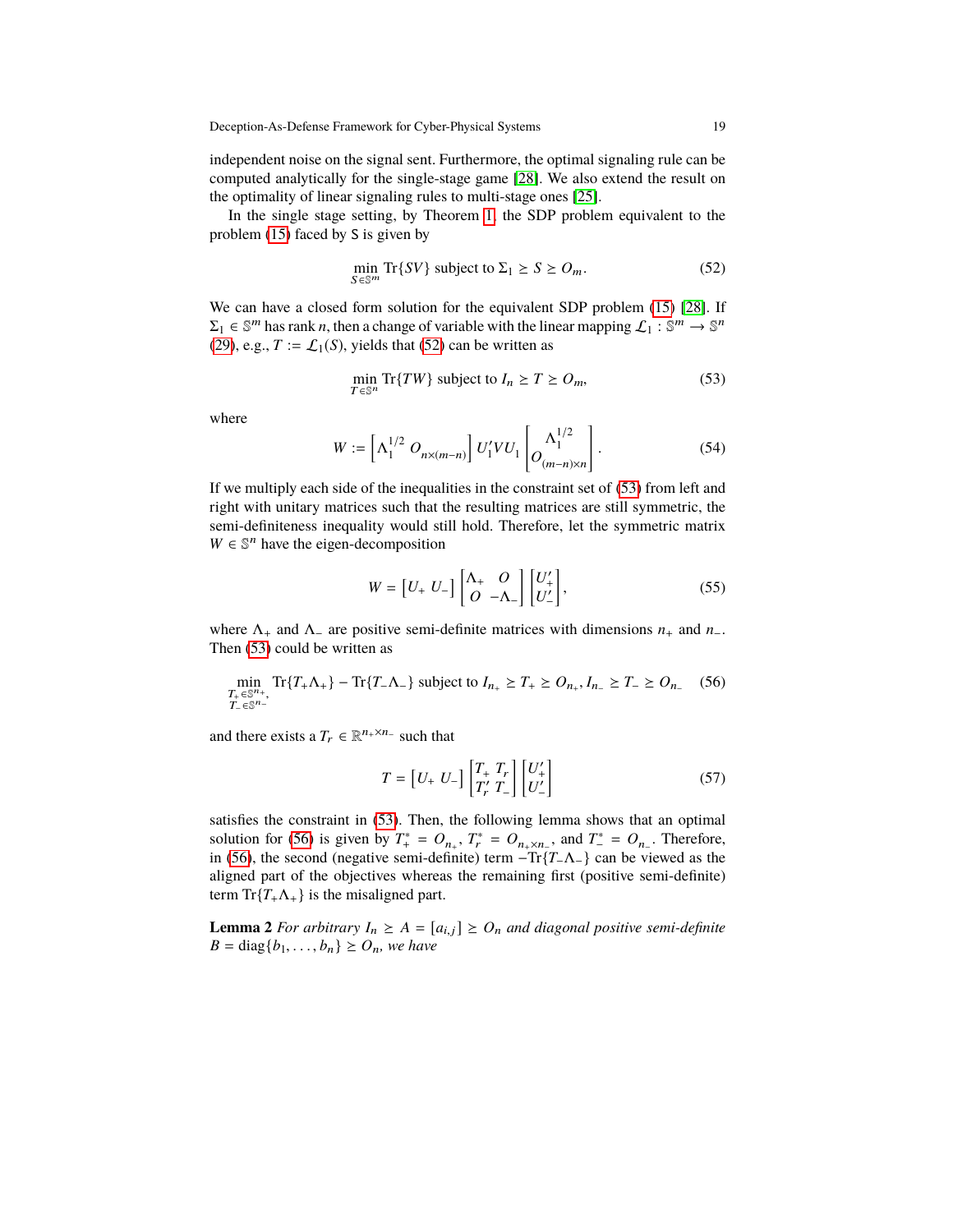independent noise on the signal sent. Furthermore, the optimal signaling rule can be computed analytically for the single-stage game [28]. We also extend the result on the optimality of linear signaling rules to multi-stage ones [25].

In the single stage setting, by Theorem 1, the SDP problem equivalent to the problem (15) faced by S is given by

$$\min_{S\in\mathbb{S}^m} \operatorname{Tr}\{SV\} \text{ subject to } \Sigma_1 \geq S \geq O_m. \tag{52}$$

We can have a closed form solution for the equivalent SDP problem (15) [28]. If $\Sigma_1 \in \mathbb{S}^m$ has rank $n$, then a change of variable with the linear mapping $\mathcal{L}_1 : \mathbb{S}^m \to \mathbb{S}^n$ (29), e.g., $T := \mathcal{L}_1(S)$, yields that (52) can be written as

$$\min_{T\in\mathbb{S}^n} \operatorname{Tr}\{TW\} \text{ subject to } I_n \geq T \geq O_m, \tag{53}$$

where

$$W := \begin{bmatrix} \Lambda_1^{1/2} & O_{n\times(m-n)} \end{bmatrix} U_1' V U_1 \begin{bmatrix} \Lambda_1^{1/2} \\ O_{(m-n)\times n} \end{bmatrix}. \tag{54}$$

If we multiply each side of the inequalities in the constraint set of (53) from left and right with unitary matrices such that the resulting matrices are still symmetric, the semi-definiteness inequality would still hold. Therefore, let the symmetric matrix $W \in \mathbb{S}^n$ have the eigen-decomposition

$$W = \begin{bmatrix} U_+ & U_- \end{bmatrix} \begin{bmatrix} \Lambda_+ & O \\ O & -\Lambda_- \end{bmatrix} \begin{bmatrix} U_+' \\ U_-' \end{bmatrix}, \tag{55}$$

where $\Lambda_+$ and $\Lambda_-$ are positive semi-definite matrices with dimensions $n_+$ and $n_-$. Then (53) could be written as

$$\min_{\substack{T_+\in\mathbb{S}^{n_+},\\ T_-\in\mathbb{S}^{n_-}}} \operatorname{Tr}\{T_+\Lambda_+\} - \operatorname{Tr}\{T_-\Lambda_-\} \text{ subject to } I_{n_+} \geq T_+ \geq O_{n_+}, I_{n_-} \geq T_- \geq O_{n_-} \tag{56}$$

and there exists a $T_r \in \mathbb{R}^{n_+\times n_-}$ such that

$$T = \begin{bmatrix} U_+ & U_- \end{bmatrix} \begin{bmatrix} T_+ & T_r \\ T_r' & T_- \end{bmatrix} \begin{bmatrix} U_+' \\ U_-' \end{bmatrix} \tag{57}$$

satisfies the constraint in (53). Then, the following lemma shows that an optimal solution for (56) is given by $T_+^* = O_{n_+}$, $T_r^* = O_{n_+\times n_-}$, and $T_-^* = O_{n_-}$. Therefore, in (56), the second (negative semi-definite) term $-\operatorname{Tr}\{T_-\Lambda_-\}$ can be viewed as the aligned part of the objectives whereas the remaining first (positive semi-definite) term $\operatorname{Tr}\{T_+\Lambda_+\}$ is the misaligned part.

**Lemma 2** *For arbitrary $I_n \geq A = [a_{i,j}] \geq O_n$ and diagonal positive semi-definite $B = \operatorname{diag}\{b_1, \ldots, b_n\} \geq O_n$, we have*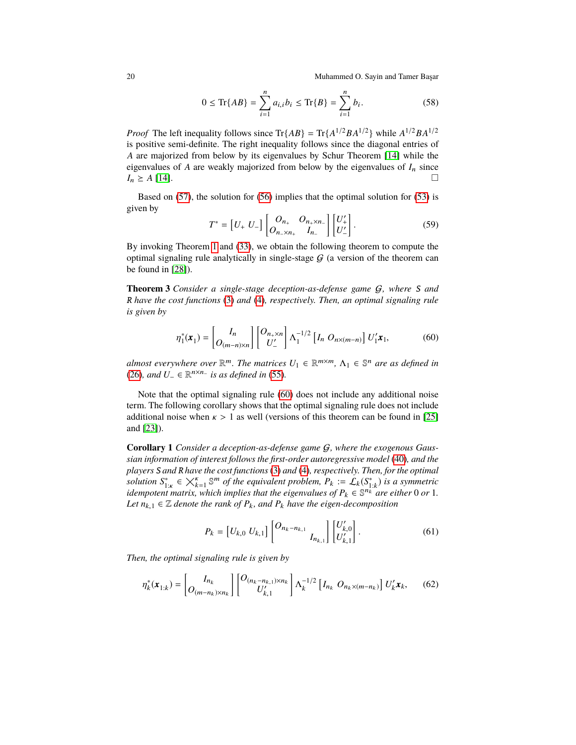$$0 \leq \mathrm{Tr}\{AB\} = \sum_{i=1}^{n} a_{i,i} b_i \leq \mathrm{Tr}\{B\} = \sum_{i=1}^{n} b_i. \tag{58}$$

*Proof* The left inequality follows since $\mathrm{Tr}\{AB\} = \mathrm{Tr}\{A^{1/2}BA^{1/2}\}$ while $A^{1/2}BA^{1/2}$ is positive semi-definite. The right inequality follows since the diagonal entries of $A$ are majorized from below by its eigenvalues by Schur Theorem [14] while the eigenvalues of $A$ are weakly majorized from below by the eigenvalues of $I_n$ since $I_n \geq A$ [14]. □

Based on (57), the solution for (56) implies that the optimal solution for (53) is given by

$$T^* = \begin{bmatrix} U_+ \; U_- \end{bmatrix} \begin{bmatrix} O_{n_+} & O_{n_+ \times n_-} \\ O_{n_- \times n_+} & I_{n_-} \end{bmatrix} \begin{bmatrix} U'_+ \\ U'_- \end{bmatrix}. \tag{59}$$

By invoking Theorem 1 and (33), we obtain the following theorem to compute the optimal signaling rule analytically in single-stage $\mathcal{G}$ (a version of the theorem can be found in [28]).

**Theorem 3** *Consider a single-stage deception-as-defense game $\mathcal{G}$, where S and R have the cost functions (3) and (4), respectively. Then, an optimal signaling rule is given by*

$$\eta_1^*(\boldsymbol{x}_1) = \begin{bmatrix} I_n \\ O_{(m-n)\times n} \end{bmatrix} \begin{bmatrix} O_{n_+ \times n} \\ U'_- \end{bmatrix} \Lambda_1^{-1/2} \begin{bmatrix} I_n \; O_{n\times(m-n)} \end{bmatrix} U_1' \boldsymbol{x}_1, \tag{60}$$

*almost everywhere over $\mathbb{R}^m$. The matrices $U_1 \in \mathbb{R}^{m\times m}$, $\Lambda_1 \in \mathbb{S}^n$ are as defined in (26), and $U_- \in \mathbb{R}^{n \times n_-}$ is as defined in (55).*

Note that the optimal signaling rule (60) does not include any additional noise term. The following corollary shows that the optimal signaling rule does not include additional noise when $\kappa > 1$ as well (versions of this theorem can be found in [25] and [23]).

**Corollary 1** *Consider a deception-as-defense game $\mathcal{G}$, where the exogenous Gaussian information of interest follows the first-order autoregressive model (40), and the players S and R have the cost functions (3) and (4), respectively. Then, for the optimal solution $S^*_{1:\kappa} \in \bigtimes_{k=1}^{\kappa} \mathbb{S}^m$ of the equivalent problem, $P_k := \mathcal{L}_k(S^*_{1:k})$ is a symmetric idempotent matrix, which implies that the eigenvalues of $P_k \in \mathbb{S}^{n_k}$ are either 0 or 1. Let $n_{k,1} \in \mathbb{Z}$ denote the rank of $P_k$, and $P_k$ have the eigen-decomposition*

$$P_k = \begin{bmatrix} U_{k,0} \; U_{k,1} \end{bmatrix} \begin{bmatrix} O_{n_k - n_{k,1}} & \\ & I_{n_{k,1}} \end{bmatrix} \begin{bmatrix} U'_{k,0} \\ U'_{k,1} \end{bmatrix}. \tag{61}$$

*Then, the optimal signaling rule is given by*

$$\eta_k^*(\boldsymbol{x}_{1:k}) = \begin{bmatrix} I_{n_k} \\ O_{(m-n_k)\times n_k} \end{bmatrix} \begin{bmatrix} O_{(n_k - n_{k,1})\times n_k} \\ U'_{k,1} \end{bmatrix} \Lambda_k^{-1/2} \begin{bmatrix} I_{n_k} \; O_{n_k \times (m-n_k)} \end{bmatrix} U'_k \boldsymbol{x}_k, \tag{62}$$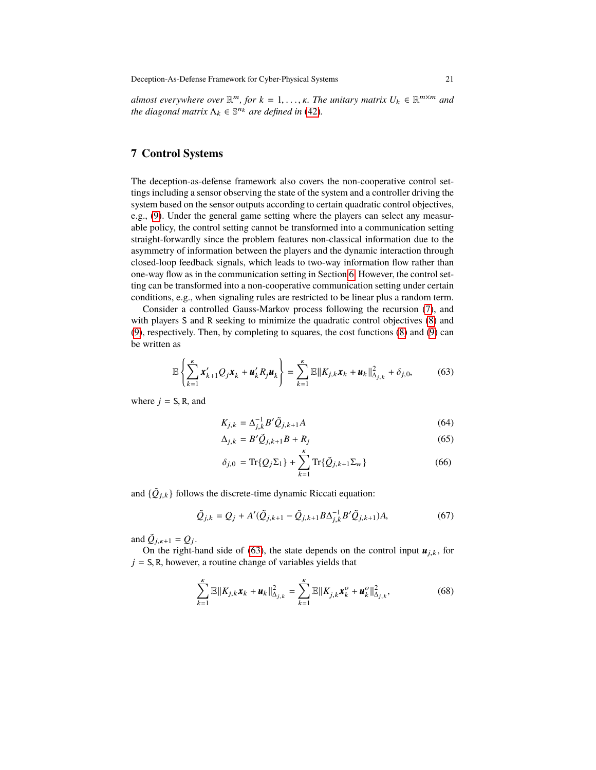*almost everywhere over* $\mathbb{R}^m$*, for* $k = 1, \ldots, \kappa$*. The unitary matrix* $U_k \in \mathbb{R}^{m \times m}$ *and the diagonal matrix* $\Lambda_k \in \mathbb{S}^{n_k}$ *are defined in* (42)*.*

## 7 Control Systems

The deception-as-defense framework also covers the non-cooperative control settings including a sensor observing the state of the system and a controller driving the system based on the sensor outputs according to certain quadratic control objectives, e.g., (9). Under the general game setting where the players can select any measurable policy, the control setting cannot be transformed into a communication setting straight-forwardly since the problem features non-classical information due to the asymmetry of information between the players and the dynamic interaction through closed-loop feedback signals, which leads to two-way information flow rather than one-way flow as in the communication setting in Section 6. However, the control setting can be transformed into a non-cooperative communication setting under certain conditions, e.g., when signaling rules are restricted to be linear plus a random term.

Consider a controlled Gauss-Markov process following the recursion (7), and with players S and R seeking to minimize the quadratic control objectives (8) and (9), respectively. Then, by completing to squares, the cost functions (8) and (9) can be written as

$$\mathbb{E}\left\{\sum_{k=1}^{\kappa} \boldsymbol{x}_{k+1}' Q_j \boldsymbol{x}_k + \boldsymbol{u}_k' R_j \boldsymbol{u}_k\right\} = \sum_{k=1}^{\kappa} \mathbb{E}\|K_{j,k}\boldsymbol{x}_k + \boldsymbol{u}_k\|_{\Delta_{j,k}}^2 + \delta_{j,0}, \tag{63}$$

where $j = \mathtt{S}, \mathtt{R}$, and

$$K_{j,k} = \Delta_{j,k}^{-1} B' \tilde{Q}_{j,k+1} A \tag{64}$$

$$\Delta_{j,k} = B' \tilde{Q}_{j,k+1} B + R_j \tag{65}$$

$$\delta_{j,0} = \mathrm{Tr}\{Q_j \Sigma_1\} + \sum_{k=1}^{\kappa} \mathrm{Tr}\{\tilde{Q}_{j,k+1} \Sigma_w\} \tag{66}$$

and $\{\tilde{Q}_{j,k}\}$ follows the discrete-time dynamic Riccati equation:

$$\tilde{Q}_{j,k} = Q_j + A'(\tilde{Q}_{j,k+1} - \tilde{Q}_{j,k+1} B \Delta_{j,k}^{-1} B' \tilde{Q}_{j,k+1}) A, \tag{67}$$

and $\tilde{Q}_{j,\kappa+1} = Q_j$.

On the right-hand side of (63), the state depends on the control input $\boldsymbol{u}_{j,k}$, for $j = \mathtt{S}, \mathtt{R}$, however, a routine change of variables yields that

$$\sum_{k=1}^{\kappa} \mathbb{E}\|K_{j,k}\boldsymbol{x}_k + \boldsymbol{u}_k\|_{\Delta_{j,k}}^2 = \sum_{k=1}^{\kappa} \mathbb{E}\|K_{j,k}\boldsymbol{x}_k^o + \boldsymbol{u}_k^o\|_{\Delta_{j,k}}^2, \tag{68}$$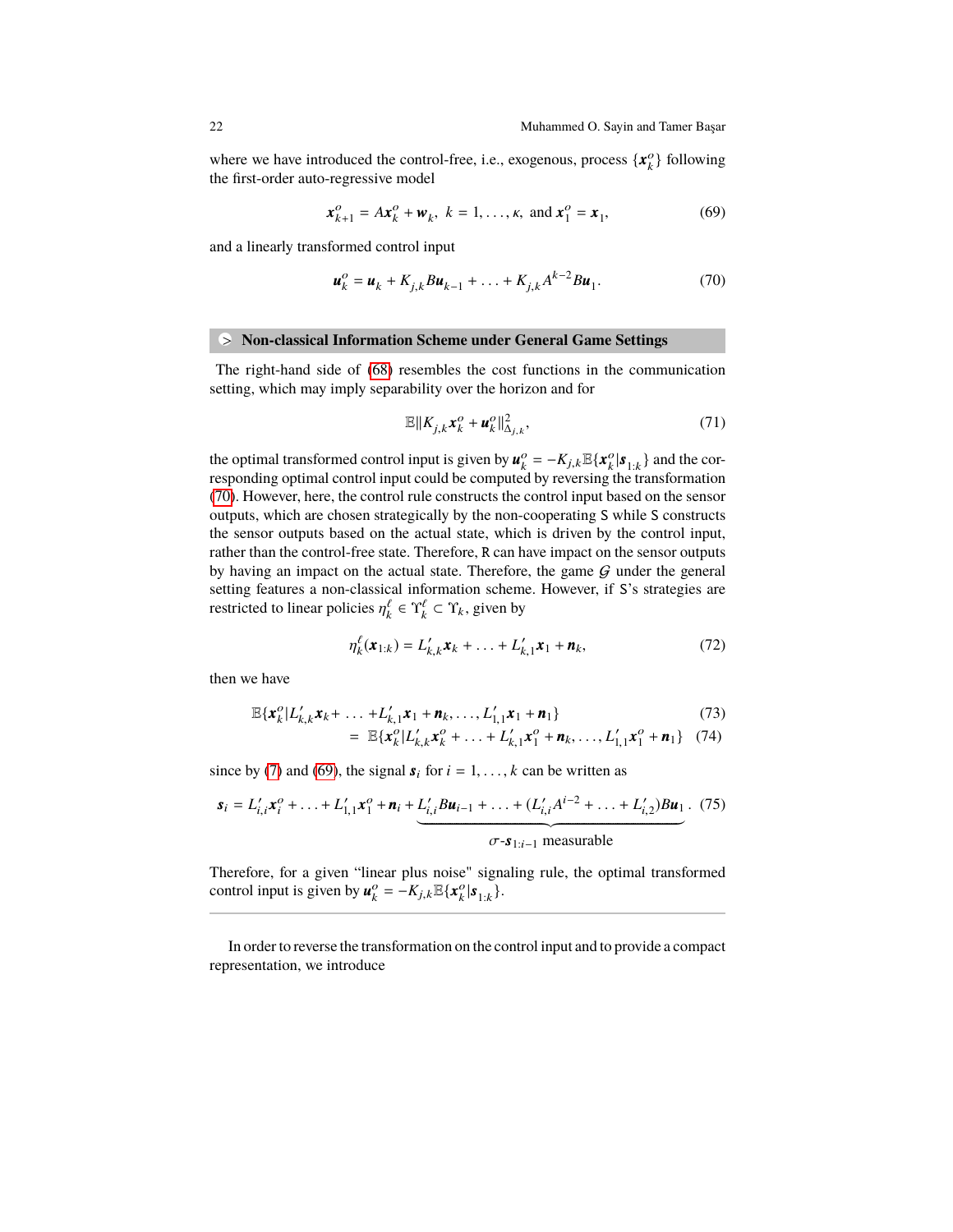where we have introduced the control-free, i.e., exogenous, process $\{\boldsymbol{x}_k^o\}$ following the first-order auto-regressive model

$$\boldsymbol{x}_{k+1}^o = A\boldsymbol{x}_k^o + \boldsymbol{w}_k,\ k = 1,\dots,\kappa, \text{ and } \boldsymbol{x}_1^o = \boldsymbol{x}_1, \tag{69}$$

and a linearly transformed control input

$$\boldsymbol{u}_k^o = \boldsymbol{u}_k + K_{j,k}B\boldsymbol{u}_{k-1} + \dots + K_{j,k}A^{k-2}B\boldsymbol{u}_1. \tag{70}$$

> **Non-classical Information Scheme under General Game Settings**
>
> The right-hand side of (68) resembles the cost functions in the communication setting, which may imply separability over the horizon and for
>
> $$\mathbb{E}\|K_{j,k}\boldsymbol{x}_k^o + \boldsymbol{u}_k^o\|^2_{\Delta_{j,k}}, \tag{71}$$
>
> the optimal transformed control input is given by $\boldsymbol{u}_k^o = -K_{j,k}\mathbb{E}\{\boldsymbol{x}_k^o|\boldsymbol{s}_{1:k}\}$ and the corresponding optimal control input could be computed by reversing the transformation (70). However, here, the control rule constructs the control input based on the sensor outputs, which are chosen strategically by the non-cooperating S while S constructs the sensor outputs based on the actual state, which is driven by the control input, rather than the control-free state. Therefore, R can have impact on the sensor outputs by having an impact on the actual state. Therefore, the game $\mathcal{G}$ under the general setting features a non-classical information scheme. However, if S's strategies are restricted to linear policies $\eta_k^\ell \in \Upsilon_k^\ell \subset \Upsilon_k$, given by
>
> $$\eta_k^\ell(\boldsymbol{x}_{1:k}) = L'_{k,k}\boldsymbol{x}_k + \dots + L'_{k,1}\boldsymbol{x}_1 + \boldsymbol{n}_k, \tag{72}$$
>
> then we have
>
> $$\mathbb{E}\{\boldsymbol{x}_k^o|L'_{k,k}\boldsymbol{x}_k + \dots + L'_{k,1}\boldsymbol{x}_1 + \boldsymbol{n}_k, \dots, L'_{1,1}\boldsymbol{x}_1 + \boldsymbol{n}_1\} \tag{73}$$
>
> $$= \mathbb{E}\{\boldsymbol{x}_k^o|L'_{k,k}\boldsymbol{x}_k^o + \dots + L'_{k,1}\boldsymbol{x}_1^o + \boldsymbol{n}_k, \dots, L'_{1,1}\boldsymbol{x}_1^o + \boldsymbol{n}_1\} \tag{74}$$
>
> since by (7) and (69), the signal $\boldsymbol{s}_i$ for $i = 1,\dots,k$ can be written as
>
> $$\boldsymbol{s}_i = L'_{i,i}\boldsymbol{x}_i^o + \dots + L'_{1,1}\boldsymbol{x}_1^o + \boldsymbol{n}_i + \underbrace{L'_{i,i}B\boldsymbol{u}_{i-1} + \dots + (L'_{i,i}A^{i-2} + \dots + L'_{i,2})B\boldsymbol{u}_1}_{\sigma\text{-}\boldsymbol{s}_{1:i-1}\text{ measurable}}. \tag{75}$$
>
> Therefore, for a given "linear plus noise" signaling rule, the optimal transformed control input is given by $\boldsymbol{u}_k^o = -K_{j,k}\mathbb{E}\{\boldsymbol{x}_k^o|\boldsymbol{s}_{1:k}\}$.

In order to reverse the transformation on the control input and to provide a compact representation, we introduce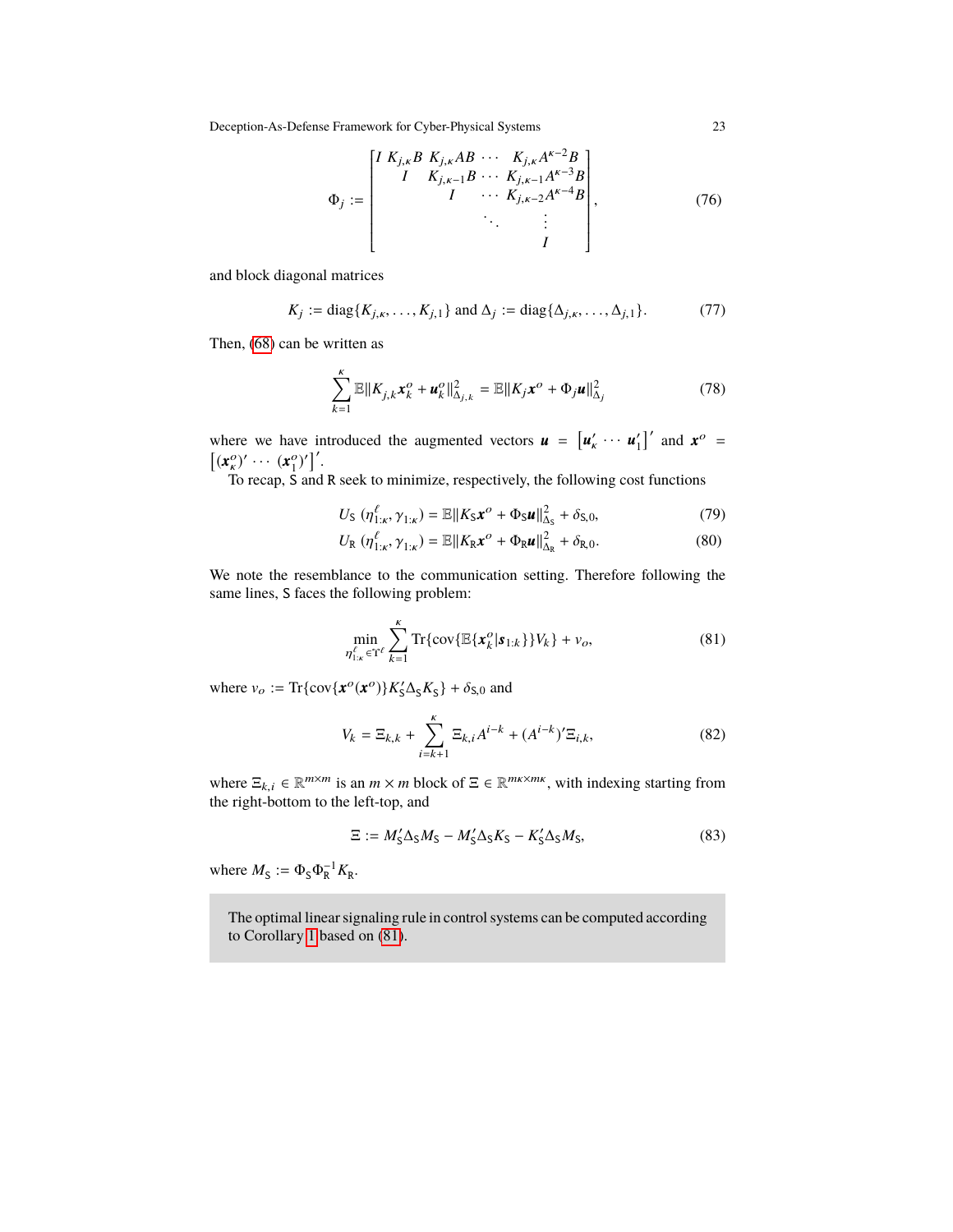$$\Phi_j := \begin{bmatrix} I & K_{j,\kappa}B & K_{j,\kappa}AB & \cdots & K_{j,\kappa}A^{\kappa-2}B \\ & I & K_{j,\kappa-1}B & \cdots & K_{j,\kappa-1}A^{\kappa-3}B \\ & & I & \cdots & K_{j,\kappa-2}A^{\kappa-4}B \\ & & & \ddots & \vdots \\ & & & & I \end{bmatrix}, \tag{76}$$

and block diagonal matrices

$$K_j := \text{diag}\{K_{j,\kappa}, \ldots, K_{j,1}\} \text{ and } \Delta_j := \text{diag}\{\Delta_{j,\kappa}, \ldots, \Delta_{j,1}\}. \tag{77}$$

Then, (68) can be written as

$$\sum_{k=1}^{\kappa} \mathbb{E}\|K_{j,k}\boldsymbol{x}_k^o + \boldsymbol{u}_k^o\|^2_{\Delta_{j,k}} = \mathbb{E}\|K_j\boldsymbol{x}^o + \Phi_j\boldsymbol{u}\|^2_{\Delta_j} \tag{78}$$

where we have introduced the augmented vectors $\boldsymbol{u} = \begin{bmatrix}\boldsymbol{u}_\kappa' & \cdots & \boldsymbol{u}_1'\end{bmatrix}'$ and $\boldsymbol{x}^o = \begin{bmatrix}(\boldsymbol{x}_\kappa^o)' & \cdots & (\boldsymbol{x}_1^o)'\end{bmatrix}'$.

To recap, S and R seek to minimize, respectively, the following cost functions

$$U_{\mathsf{S}}\,(\eta_{1:\kappa}^\ell, \gamma_{1:\kappa}) = \mathbb{E}\|K_{\mathsf{S}}\boldsymbol{x}^o + \Phi_{\mathsf{S}}\boldsymbol{u}\|^2_{\Delta_{\mathsf{S}}} + \delta_{\mathsf{S},0}, \tag{79}$$

$$U_{\mathsf{R}}\,(\eta_{1:\kappa}^\ell, \gamma_{1:\kappa}) = \mathbb{E}\|K_{\mathsf{R}}\boldsymbol{x}^o + \Phi_{\mathsf{R}}\boldsymbol{u}\|^2_{\Delta_{\mathsf{R}}} + \delta_{\mathsf{R},0}. \tag{80}$$

We note the resemblance to the communication setting. Therefore following the same lines, S faces the following problem:

$$\min_{\eta_{1:\kappa}^\ell \in \Upsilon^\ell} \sum_{k=1}^{\kappa} \text{Tr}\{\text{cov}\{\mathbb{E}\{\boldsymbol{x}_k^o|\boldsymbol{s}_{1:k}\}\}V_k\} + v_o, \tag{81}$$

where $v_o := \text{Tr}\{\text{cov}\{\boldsymbol{x}^o(\boldsymbol{x}^o)\}K_{\mathsf{S}}'\Delta_{\mathsf{S}}K_{\mathsf{S}}\} + \delta_{\mathsf{S},0}$ and

$$V_k = \Xi_{k,k} + \sum_{i=k+1}^{\kappa} \Xi_{k,i}A^{i-k} + (A^{i-k})'\Xi_{i,k}, \tag{82}$$

where $\Xi_{k,i} \in \mathbb{R}^{m\times m}$ is an $m \times m$ block of $\Xi \in \mathbb{R}^{m\kappa\times m\kappa}$, with indexing starting from the right-bottom to the left-top, and

$$\Xi := M_{\mathsf{S}}'\Delta_{\mathsf{S}}M_{\mathsf{S}} - M_{\mathsf{S}}'\Delta_{\mathsf{S}}K_{\mathsf{S}} - K_{\mathsf{S}}'\Delta_{\mathsf{S}}M_{\mathsf{S}}, \tag{83}$$

where $M_{\mathsf{S}} := \Phi_{\mathsf{S}}\Phi_{\mathsf{R}}^{-1}K_{\mathsf{R}}$.

The optimal linear signaling rule in control systems can be computed according to Corollary 1 based on (81).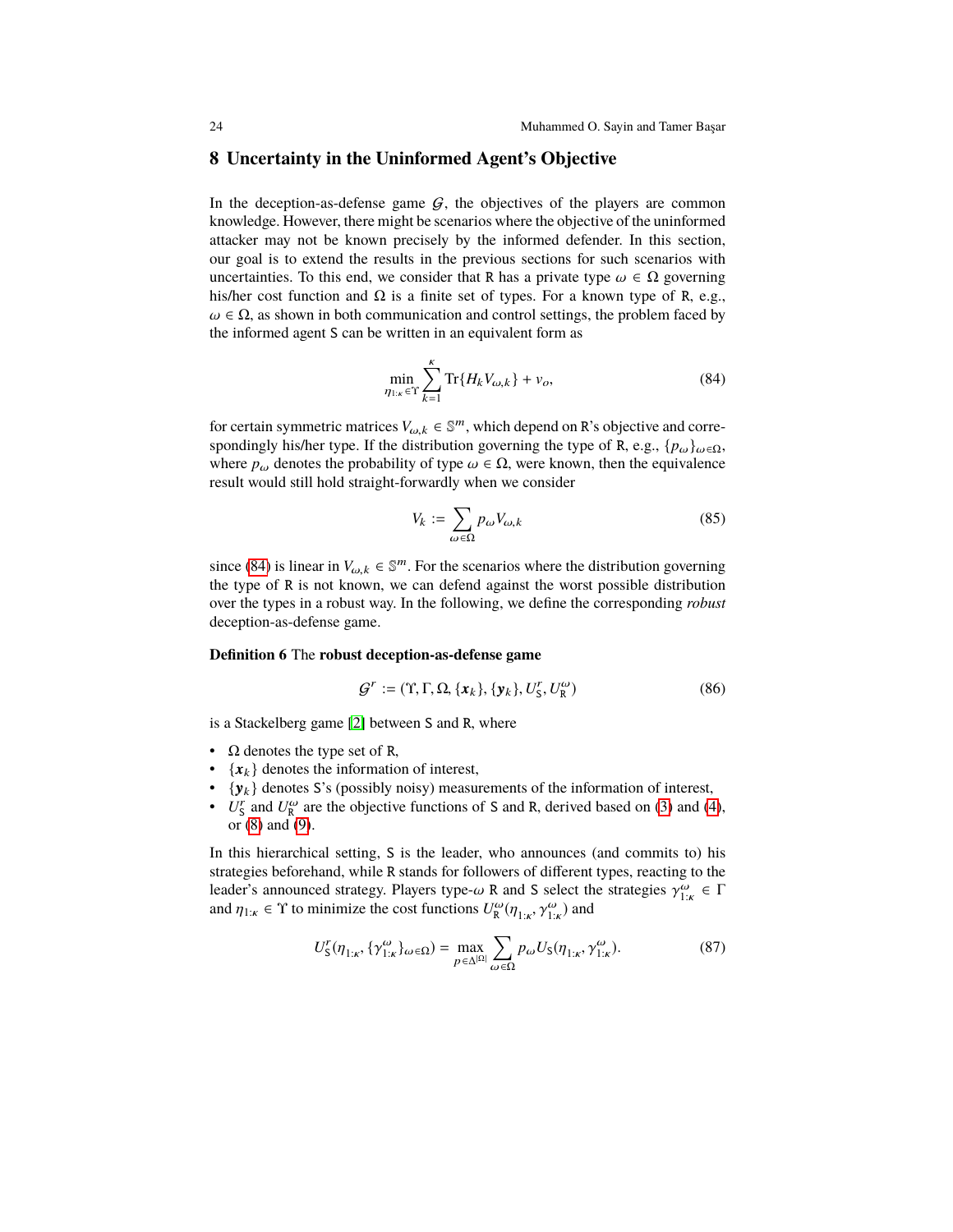## 8 Uncertainty in the Uninformed Agent's Objective

In the deception-as-defense game $\mathcal{G}$, the objectives of the players are common knowledge. However, there might be scenarios where the objective of the uninformed attacker may not be known precisely by the informed defender. In this section, our goal is to extend the results in the previous sections for such scenarios with uncertainties. To this end, we consider that R has a private type $\omega \in \Omega$ governing his/her cost function and $\Omega$ is a finite set of types. For a known type of R, e.g., $\omega \in \Omega$, as shown in both communication and control settings, the problem faced by the informed agent S can be written in an equivalent form as

$$\min_{\eta_{1:\kappa} \in \Upsilon} \sum_{k=1}^{\kappa} \mathrm{Tr}\{H_k V_{\omega,k}\} + v_o, \tag{84}$$

for certain symmetric matrices $V_{\omega,k} \in \mathbb{S}^m$, which depend on R's objective and correspondingly his/her type. If the distribution governing the type of R, e.g., $\{p_\omega\}_{\omega \in \Omega}$, where $p_\omega$ denotes the probability of type $\omega \in \Omega$, were known, then the equivalence result would still hold straight-forwardly when we consider

$$V_k := \sum_{\omega \in \Omega} p_\omega V_{\omega,k} \tag{85}$$

since (84) is linear in $V_{\omega,k} \in \mathbb{S}^m$. For the scenarios where the distribution governing the type of R is not known, we can defend against the worst possible distribution over the types in a robust way. In the following, we define the corresponding *robust* deception-as-defense game.

**Definition 6** The **robust deception-as-defense game**

$$\mathcal{G}^r := (\Upsilon, \Gamma, \Omega, \{\boldsymbol{x}_k\}, \{\boldsymbol{y}_k\}, U_{\mathrm{S}}^r, U_{\mathrm{R}}^\omega) \tag{86}$$

is a Stackelberg game [2] between S and R, where

- $\Omega$ denotes the type set of R,
- $\{\boldsymbol{x}_k\}$ denotes the information of interest,
- $\{\boldsymbol{y}_k\}$ denotes S's (possibly noisy) measurements of the information of interest,
- $U_{\mathrm{S}}^r$ and $U_{\mathrm{R}}^\omega$ are the objective functions of S and R, derived based on (3) and (4), or (8) and (9).

In this hierarchical setting, S is the leader, who announces (and commits to) his strategies beforehand, while R stands for followers of different types, reacting to the leader's announced strategy. Players type-$\omega$ R and S select the strategies $\gamma_{1:\kappa}^\omega \in \Gamma$ and $\eta_{1:\kappa} \in \Upsilon$ to minimize the cost functions $U_{\mathrm{R}}^\omega(\eta_{1:\kappa}, \gamma_{1:\kappa}^\omega)$ and

$$U_{\mathrm{S}}^r(\eta_{1:\kappa}, \{\gamma_{1:\kappa}^\omega\}_{\omega \in \Omega}) = \max_{p \in \Delta^{|\Omega|}} \sum_{\omega \in \Omega} p_\omega U_{\mathrm{S}}(\eta_{1:\kappa}, \gamma_{1:\kappa}^\omega). \tag{87}$$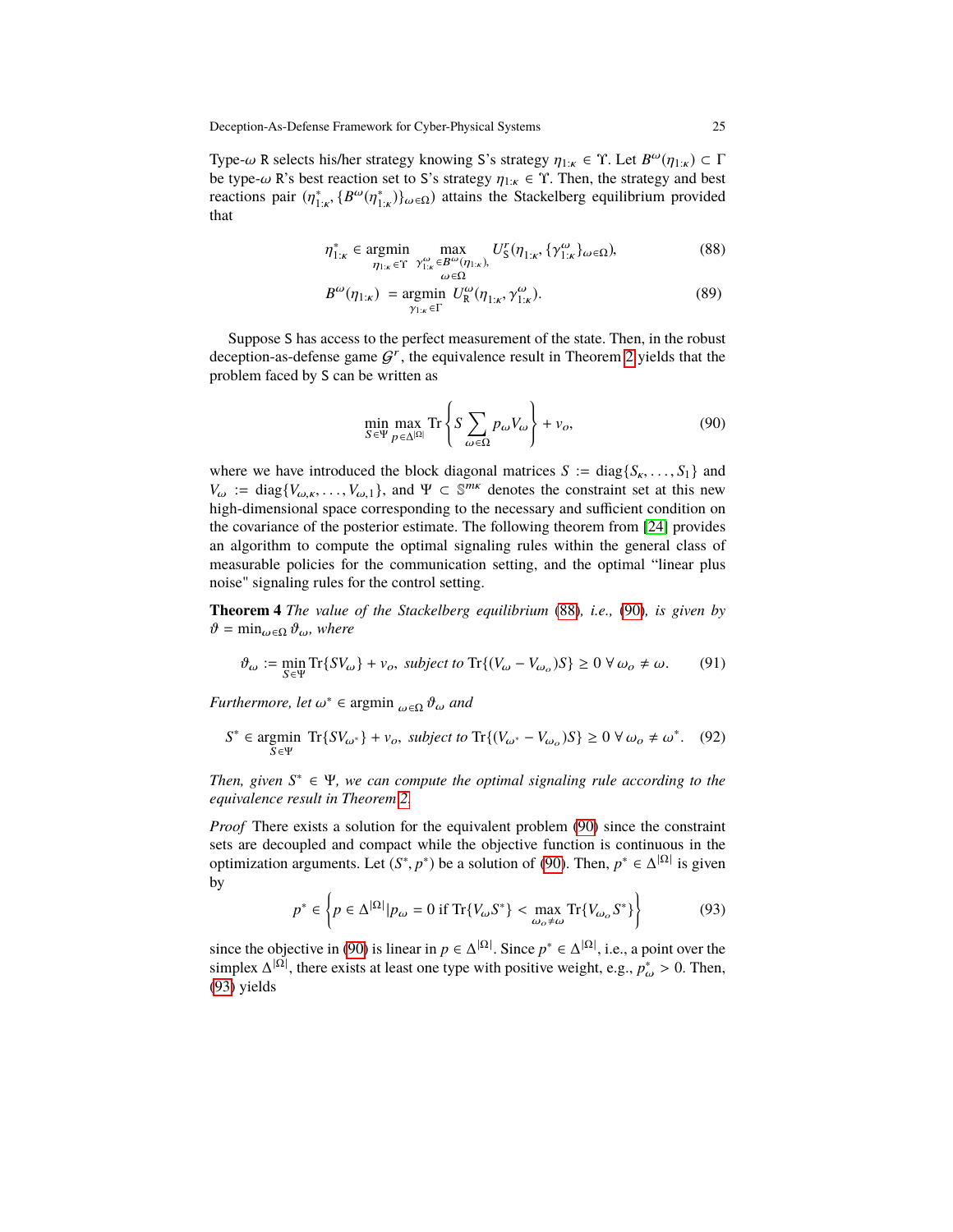Type-$\omega$ R selects his/her strategy knowing S's strategy $\eta_{1:\kappa} \in \Upsilon$. Let $B^\omega(\eta_{1:\kappa}) \subset \Gamma$ be type-$\omega$ R's best reaction set to S's strategy $\eta_{1:\kappa} \in \Upsilon$. Then, the strategy and best reactions pair $(\eta^*_{1:\kappa}, \{B^\omega(\eta^*_{1:\kappa})\}_{\omega\in\Omega})$ attains the Stackelberg equilibrium provided that

$$\eta^*_{1:\kappa} \in \operatorname*{argmin}_{\eta_{1:\kappa}\in\Upsilon} \max_{\substack{\gamma^\omega_{1:\kappa}\in B^\omega(\eta_{1:\kappa}),\\ \omega\in\Omega}} U^r_{\mathrm{S}}(\eta_{1:\kappa}, \{\gamma^\omega_{1:\kappa}\}_{\omega\in\Omega}), \tag{88}$$

$$B^\omega(\eta_{1:\kappa}) \ = \operatorname*{argmin}_{\gamma_{1:\kappa}\in\Gamma} U^\omega_{\mathrm{R}}(\eta_{1:\kappa}, \gamma^\omega_{1:\kappa}). \tag{89}$$

Suppose S has access to the perfect measurement of the state. Then, in the robust deception-as-defense game $\mathcal{G}^r$, the equivalence result in Theorem 2 yields that the problem faced by S can be written as

$$\min_{S\in\Psi} \max_{p\in\Delta^{|\Omega|}} \operatorname{Tr}\left\{S\sum_{\omega\in\Omega} p_\omega V_\omega\right\} + v_o, \tag{90}$$

where we have introduced the block diagonal matrices $S := \operatorname{diag}\{S_\kappa, \ldots, S_1\}$ and $V_\omega := \operatorname{diag}\{V_{\omega,\kappa}, \ldots, V_{\omega,1}\}$, and $\Psi \subset \mathbb{S}^{m\kappa}$ denotes the constraint set at this new high-dimensional space corresponding to the necessary and sufficient condition on the covariance of the posterior estimate. The following theorem from [24] provides an algorithm to compute the optimal signaling rules within the general class of measurable policies for the communication setting, and the optimal "linear plus noise" signaling rules for the control setting.

**Theorem 4** *The value of the Stackelberg equilibrium* (88)*, i.e.,* (90)*, is given by* $\vartheta = \min_{\omega\in\Omega}\vartheta_\omega$*, where*

$$\vartheta_\omega := \min_{S\in\Psi} \operatorname{Tr}\{SV_\omega\} + v_o, \text{ subject to } \operatorname{Tr}\{(V_\omega - V_{\omega_o})S\} \geq 0 \ \forall\, \omega_o \neq \omega. \tag{91}$$

*Furthermore, let* $\omega^* \in \operatorname{argmin}_{\omega\in\Omega}\vartheta_\omega$ *and*

$$S^* \in \operatorname*{argmin}_{S\in\Psi} \operatorname{Tr}\{SV_{\omega^*}\} + v_o, \text{ subject to } \operatorname{Tr}\{(V_{\omega^*} - V_{\omega_o})S\} \geq 0 \ \forall\, \omega_o \neq \omega^*. \tag{92}$$

*Then, given* $S^* \in \Psi$*, we can compute the optimal signaling rule according to the equivalence result in Theorem 2.*

*Proof* There exists a solution for the equivalent problem (90) since the constraint sets are decoupled and compact while the objective function is continuous in the optimization arguments. Let $(S^*, p^*)$ be a solution of (90). Then, $p^* \in \Delta^{|\Omega|}$ is given by

$$p^* \in \left\{p \in \Delta^{|\Omega|} | p_\omega = 0 \text{ if } \operatorname{Tr}\{V_\omega S^*\} < \max_{\omega_o\neq\omega} \operatorname{Tr}\{V_{\omega_o}S^*\}\right\} \tag{93}$$

since the objective in (90) is linear in $p \in \Delta^{|\Omega|}$. Since $p^* \in \Delta^{|\Omega|}$, i.e., a point over the simplex $\Delta^{|\Omega|}$, there exists at least one type with positive weight, e.g., $p^*_\omega > 0$. Then, (93) yields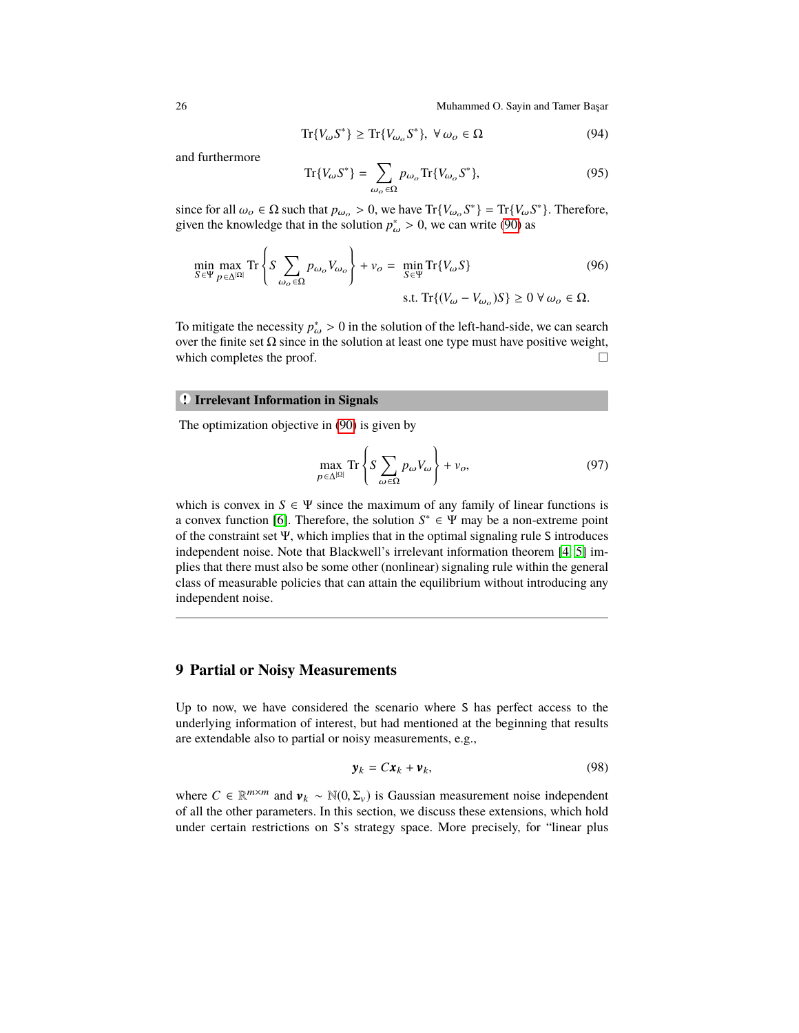$$\mathrm{Tr}\{V_\omega S^*\} \geq \mathrm{Tr}\{V_{\omega_o} S^*\},\ \forall\, \omega_o \in \Omega \tag{94}$$

and furthermore

$$\mathrm{Tr}\{V_\omega S^*\} = \sum_{\omega_o \in \Omega} p_{\omega_o} \mathrm{Tr}\{V_{\omega_o} S^*\}, \tag{95}$$

since for all $\omega_o \in \Omega$ such that $p_{\omega_o} > 0$, we have $\mathrm{Tr}\{V_{\omega_o} S^*\} = \mathrm{Tr}\{V_\omega S^*\}$. Therefore, given the knowledge that in the solution $p^*_\omega > 0$, we can write (90) as

$$\min_{S \in \Psi} \max_{p \in \Delta^{|\Omega|}} \mathrm{Tr}\left\{ S \sum_{\omega_o \in \Omega} p_{\omega_o} V_{\omega_o} \right\} + v_o = \min_{S \in \Psi} \mathrm{Tr}\{V_\omega S\} \tag{96}$$
$$\text{s.t. } \mathrm{Tr}\{(V_\omega - V_{\omega_o})S\} \geq 0\ \forall\, \omega_o \in \Omega.$$

To mitigate the necessity $p^*_\omega > 0$ in the solution of the left-hand-side, we can search over the finite set $\Omega$ since in the solution at least one type must have positive weight, which completes the proof. □

**! Irrelevant Information in Signals**

The optimization objective in (90) is given by

$$\max_{p \in \Delta^{|\Omega|}} \mathrm{Tr}\left\{ S \sum_{\omega \in \Omega} p_\omega V_\omega \right\} + v_o, \tag{97}$$

which is convex in $S \in \Psi$ since the maximum of any family of linear functions is a convex function [6]. Therefore, the solution $S^* \in \Psi$ may be a non-extreme point of the constraint set $\Psi$, which implies that in the optimal signaling rule S introduces independent noise. Note that Blackwell's irrelevant information theorem [4, 5] implies that there must also be some other (nonlinear) signaling rule within the general class of measurable policies that can attain the equilibrium without introducing any independent noise.

## 9 Partial or Noisy Measurements

Up to now, we have considered the scenario where S has perfect access to the underlying information of interest, but had mentioned at the beginning that results are extendable also to partial or noisy measurements, e.g.,

$$\boldsymbol{y}_k = C\boldsymbol{x}_k + \boldsymbol{v}_k, \tag{98}$$

where $C \in \mathbb{R}^{m \times m}$ and $\boldsymbol{v}_k \sim \mathbb{N}(0, \Sigma_v)$ is Gaussian measurement noise independent of all the other parameters. In this section, we discuss these extensions, which hold under certain restrictions on S's strategy space. More precisely, for "linear plus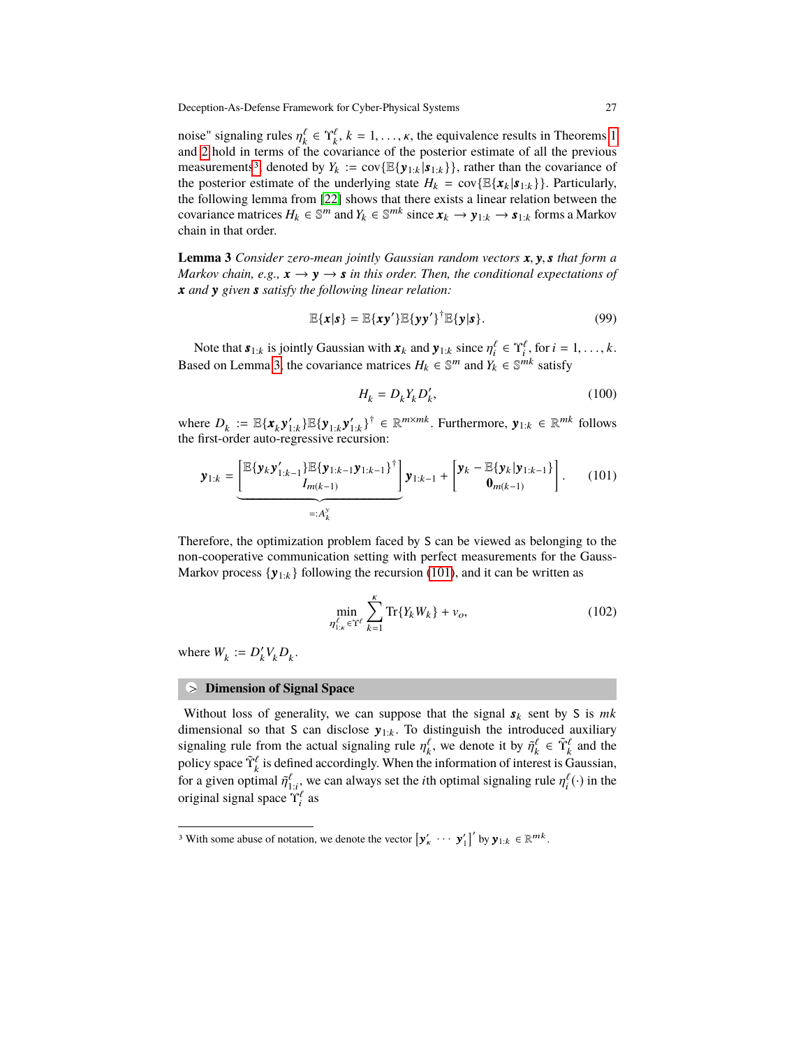noise" signaling rules $\eta_k^\ell \in \Upsilon_k^\ell$, $k = 1, \ldots, \kappa$, the equivalence results in Theorems 1 and 2 hold in terms of the covariance of the posterior estimate of all the previous measurements[3], denoted by $Y_k := \mathrm{cov}\{\mathbb{E}\{\boldsymbol{y}_{1:k}|\boldsymbol{s}_{1:k}\}\}$, rather than the covariance of the posterior estimate of the underlying state $H_k = \mathrm{cov}\{\mathbb{E}\{\boldsymbol{x}_k|\boldsymbol{s}_{1:k}\}\}$. Particularly, the following lemma from [22] shows that there exists a linear relation between the covariance matrices $H_k \in \mathbb{S}^m$ and $Y_k \in \mathbb{S}^{mk}$ since $\boldsymbol{x}_k \to \boldsymbol{y}_{1:k} \to \boldsymbol{s}_{1:k}$ forms a Markov chain in that order.

**Lemma 3** *Consider zero-mean jointly Gaussian random vectors $\boldsymbol{x}, \boldsymbol{y}, \boldsymbol{s}$ that form a Markov chain, e.g., $\boldsymbol{x} \to \boldsymbol{y} \to \boldsymbol{s}$ in this order. Then, the conditional expectations of $\boldsymbol{x}$ and $\boldsymbol{y}$ given $\boldsymbol{s}$ satisfy the following linear relation:*

$$\mathbb{E}\{\boldsymbol{x}|\boldsymbol{s}\} = \mathbb{E}\{\boldsymbol{x}\boldsymbol{y}'\}\mathbb{E}\{\boldsymbol{y}\boldsymbol{y}'\}^\dagger\mathbb{E}\{\boldsymbol{y}|\boldsymbol{s}\}. \tag{99}$$

Note that $\boldsymbol{s}_{1:k}$ is jointly Gaussian with $\boldsymbol{x}_k$ and $\boldsymbol{y}_{1:k}$ since $\eta_i^\ell \in \Upsilon_i^\ell$, for $i = 1, \ldots, k$. Based on Lemma 3, the covariance matrices $H_k \in \mathbb{S}^m$ and $Y_k \in \mathbb{S}^{mk}$ satisfy

$$H_k = D_k Y_k D_k', \tag{100}$$

where $D_k := \mathbb{E}\{\boldsymbol{x}_k\boldsymbol{y}_{1:k}'\}\mathbb{E}\{\boldsymbol{y}_{1:k}\boldsymbol{y}_{1:k}'\}^\dagger \in \mathbb{R}^{m\times mk}$. Furthermore, $\boldsymbol{y}_{1:k} \in \mathbb{R}^{mk}$ follows the first-order auto-regressive recursion:

$$\boldsymbol{y}_{1:k} = \underbrace{\begin{bmatrix} \mathbb{E}\{\boldsymbol{y}_k\boldsymbol{y}_{1:k-1}'\}\mathbb{E}\{\boldsymbol{y}_{1:k-1}\boldsymbol{y}_{1:k-1}'\}^\dagger \\ I_{m(k-1)} \end{bmatrix}}_{=:A_k^y} \boldsymbol{y}_{1:k-1} + \begin{bmatrix} \boldsymbol{y}_k - \mathbb{E}\{\boldsymbol{y}_k|\boldsymbol{y}_{1:k-1}\} \\ \boldsymbol{0}_{m(k-1)} \end{bmatrix}. \tag{101}$$

Therefore, the optimization problem faced by S can be viewed as belonging to the non-cooperative communication setting with perfect measurements for the Gauss-Markov process $\{\boldsymbol{y}_{1:k}\}$ following the recursion (101), and it can be written as

$$\min_{\eta_{1:\kappa}^\ell \in \Upsilon^\ell} \sum_{k=1}^{\kappa} \mathrm{Tr}\{Y_k W_k\} + v_o, \tag{102}$$

where $W_k := D_k' V_k D_k$.

## Dimension of Signal Space

Without loss of generality, we can suppose that the signal $\boldsymbol{s}_k$ sent by S is $mk$ dimensional so that S can disclose $\boldsymbol{y}_{1:k}$. To distinguish the introduced auxiliary signaling rule from the actual signaling rule $\eta_k^\ell$, we denote it by $\tilde{\eta}_k^\ell \in \tilde{\Upsilon}_k^\ell$ and the policy space $\tilde{\Upsilon}_k^\ell$ is defined accordingly. When the information of interest is Gaussian, for a given optimal $\tilde{\eta}_{1:i}^\ell$, we can always set the $i$th optimal signaling rule $\eta_i^\ell(\cdot)$ in the original signal space $\Upsilon_i^\ell$ as

[3] With some abuse of notation, we denote the vector $\begin{bmatrix}\boldsymbol{y}_\kappa' & \cdots & \boldsymbol{y}_1'\end{bmatrix}'$ by $\boldsymbol{y}_{1:k} \in \mathbb{R}^{mk}$.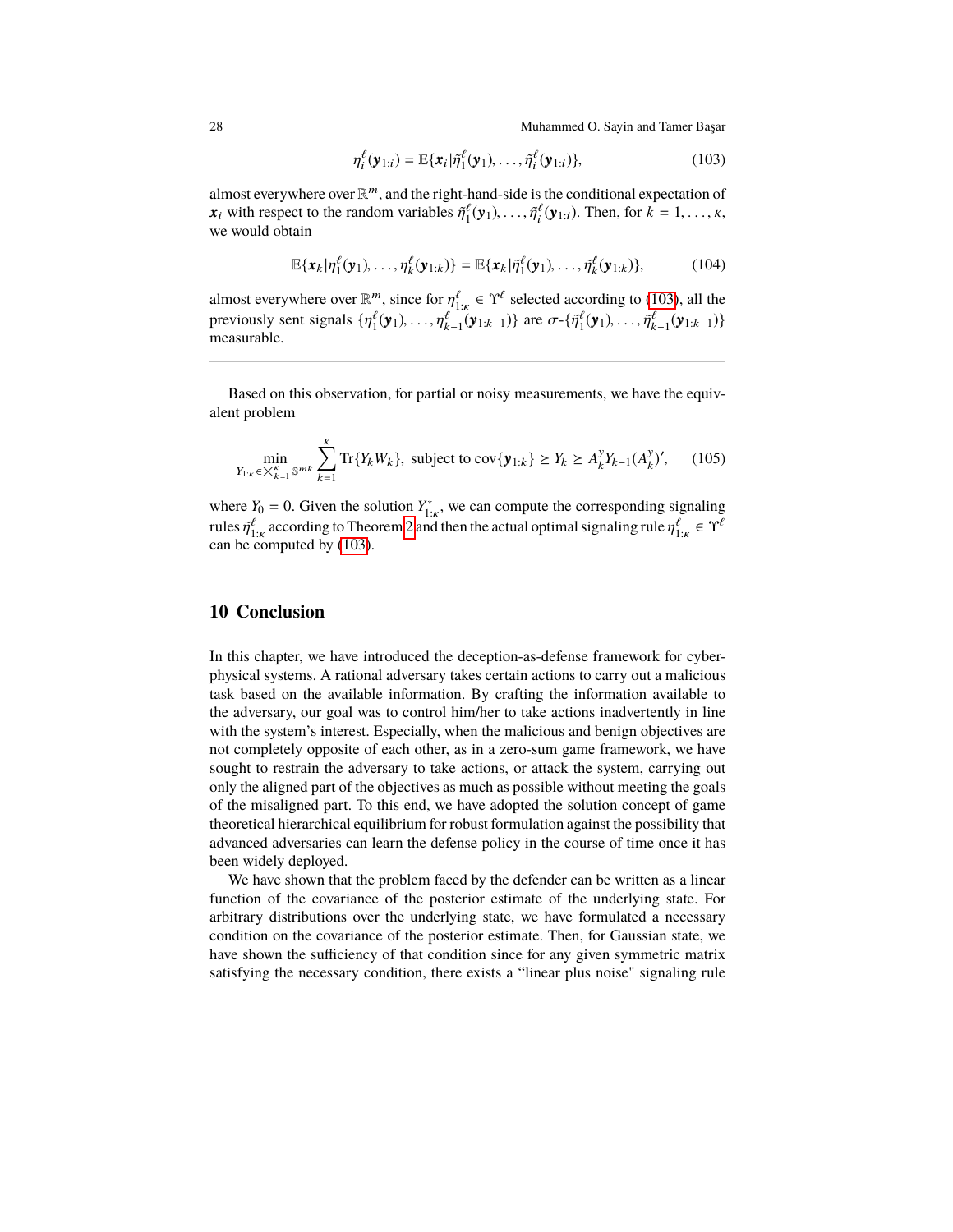$$\eta_i^\ell(\boldsymbol{y}_{1:i}) = \mathbb{E}\{\boldsymbol{x}_i | \tilde{\eta}_1^\ell(\boldsymbol{y}_1), \ldots, \tilde{\eta}_i^\ell(\boldsymbol{y}_{1:i})\}, \tag{103}$$

almost everywhere over $\mathbb{R}^m$, and the right-hand-side is the conditional expectation of $\boldsymbol{x}_i$ with respect to the random variables $\tilde{\eta}_1^\ell(\boldsymbol{y}_1), \ldots, \tilde{\eta}_i^\ell(\boldsymbol{y}_{1:i})$. Then, for $k = 1, \ldots, \kappa$, we would obtain

$$\mathbb{E}\{\boldsymbol{x}_k | \eta_1^\ell(\boldsymbol{y}_1), \ldots, \eta_k^\ell(\boldsymbol{y}_{1:k})\} = \mathbb{E}\{\boldsymbol{x}_k | \tilde{\eta}_1^\ell(\boldsymbol{y}_1), \ldots, \tilde{\eta}_k^\ell(\boldsymbol{y}_{1:k})\}, \tag{104}$$

almost everywhere over $\mathbb{R}^m$, since for $\eta_{1:\kappa}^\ell \in \Upsilon^\ell$ selected according to (103), all the previously sent signals $\{\eta_1^\ell(\boldsymbol{y}_1), \ldots, \eta_{k-1}^\ell(\boldsymbol{y}_{1:k-1})\}$ are $\sigma$-$\{\tilde{\eta}_1^\ell(\boldsymbol{y}_1), \ldots, \tilde{\eta}_{k-1}^\ell(\boldsymbol{y}_{1:k-1})\}$ measurable.

---

Based on this observation, for partial or noisy measurements, we have the equivalent problem

$$\min_{Y_{1:\kappa} \in \times_{k=1}^{\kappa} \mathbb{S}^{mk}} \sum_{k=1}^{\kappa} \mathrm{Tr}\{Y_k W_k\}, \text{ subject to } \mathrm{cov}\{\boldsymbol{y}_{1:k}\} \succeq Y_k \succeq A_k^y Y_{k-1} (A_k^y)', \tag{105}$$

where $Y_0 = 0$. Given the solution $Y_{1:\kappa}^*$, we can compute the corresponding signaling rules $\tilde{\eta}_{1:\kappa}^\ell$ according to Theorem 2 and then the actual optimal signaling rule $\eta_{1:\kappa}^\ell \in \Upsilon^\ell$ can be computed by (103).

## 10 Conclusion

In this chapter, we have introduced the deception-as-defense framework for cyber-physical systems. A rational adversary takes certain actions to carry out a malicious task based on the available information. By crafting the information available to the adversary, our goal was to control him/her to take actions inadvertently in line with the system's interest. Especially, when the malicious and benign objectives are not completely opposite of each other, as in a zero-sum game framework, we have sought to restrain the adversary to take actions, or attack the system, carrying out only the aligned part of the objectives as much as possible without meeting the goals of the misaligned part. To this end, we have adopted the solution concept of game theoretical hierarchical equilibrium for robust formulation against the possibility that advanced adversaries can learn the defense policy in the course of time once it has been widely deployed.

We have shown that the problem faced by the defender can be written as a linear function of the covariance of the posterior estimate of the underlying state. For arbitrary distributions over the underlying state, we have formulated a necessary condition on the covariance of the posterior estimate. Then, for Gaussian state, we have shown the sufficiency of that condition since for any given symmetric matrix satisfying the necessary condition, there exists a "linear plus noise" signaling rule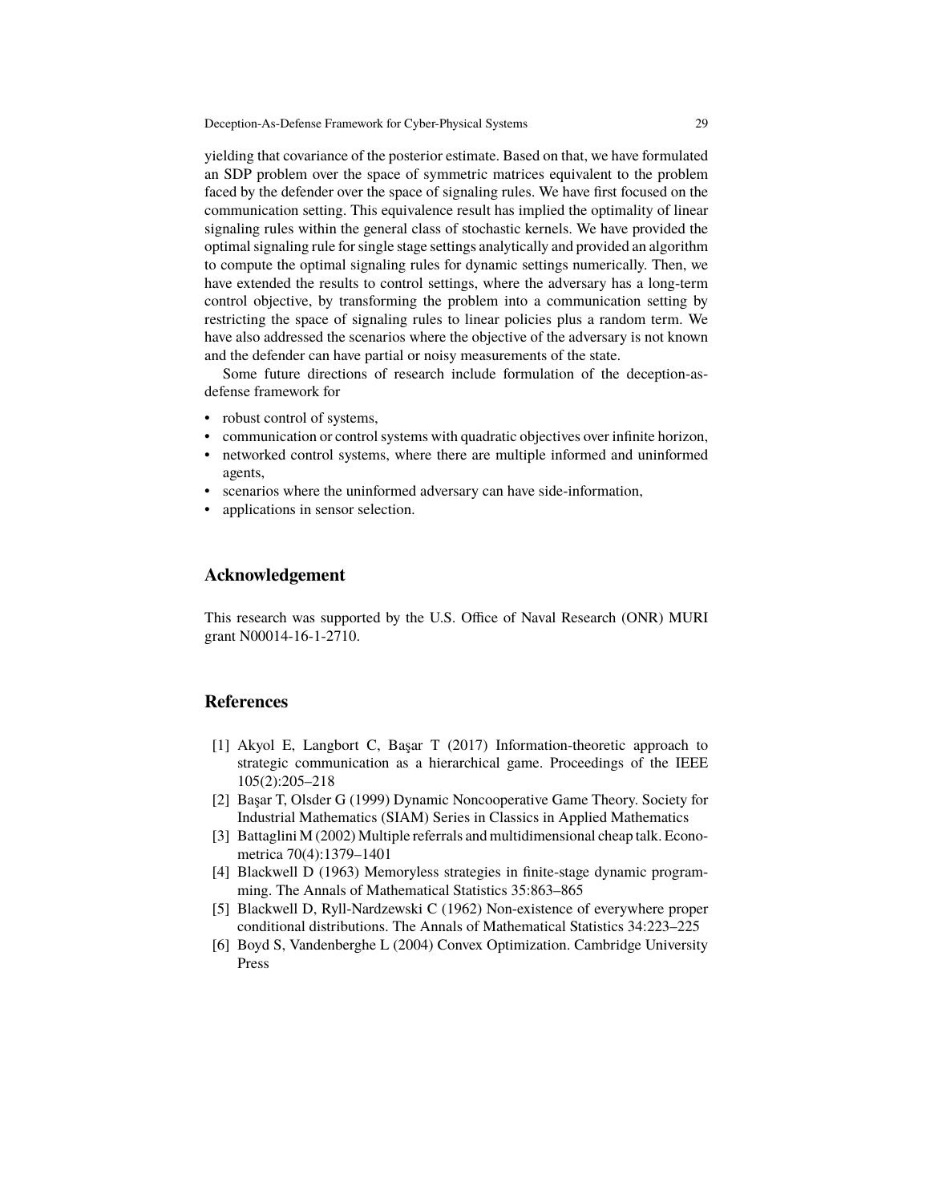yielding that covariance of the posterior estimate. Based on that, we have formulated an SDP problem over the space of symmetric matrices equivalent to the problem faced by the defender over the space of signaling rules. We have first focused on the communication setting. This equivalence result has implied the optimality of linear signaling rules within the general class of stochastic kernels. We have provided the optimal signaling rule for single stage settings analytically and provided an algorithm to compute the optimal signaling rules for dynamic settings numerically. Then, we have extended the results to control settings, where the adversary has a long-term control objective, by transforming the problem into a communication setting by restricting the space of signaling rules to linear policies plus a random term. We have also addressed the scenarios where the objective of the adversary is not known and the defender can have partial or noisy measurements of the state.

Some future directions of research include formulation of the deception-as-defense framework for

- robust control of systems,
- communication or control systems with quadratic objectives over infinite horizon,
- networked control systems, where there are multiple informed and uninformed agents,
- scenarios where the uninformed adversary can have side-information,
- applications in sensor selection.

## Acknowledgement

This research was supported by the U.S. Office of Naval Research (ONR) MURI grant N00014-16-1-2710.

## References

[1] Akyol E, Langbort C, Başar T (2017) Information-theoretic approach to strategic communication as a hierarchical game. Proceedings of the IEEE 105(2):205–218

[2] Başar T, Olsder G (1999) Dynamic Noncooperative Game Theory. Society for Industrial Mathematics (SIAM) Series in Classics in Applied Mathematics

[3] Battaglini M (2002) Multiple referrals and multidimensional cheap talk. Econometrica 70(4):1379–1401

[4] Blackwell D (1963) Memoryless strategies in finite-stage dynamic programming. The Annals of Mathematical Statistics 35:863–865

[5] Blackwell D, Ryll-Nardzewski C (1962) Non-existence of everywhere proper conditional distributions. The Annals of Mathematical Statistics 34:223–225

[6] Boyd S, Vandenberghe L (2004) Convex Optimization. Cambridge University Press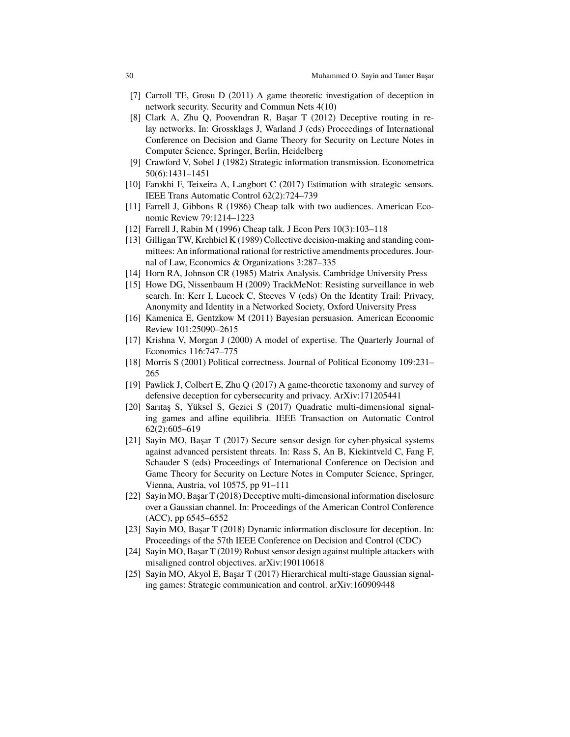[7] Carroll TE, Grosu D (2011) A game theoretic investigation of deception in network security. Security and Commun Nets 4(10)

[8] Clark A, Zhu Q, Poovendran R, Başar T (2012) Deceptive routing in relay networks. In: Grossklags J, Warland J (eds) Proceedings of International Conference on Decision and Game Theory for Security on Lecture Notes in Computer Science, Springer, Berlin, Heidelberg

[9] Crawford V, Sobel J (1982) Strategic information transmission. Econometrica 50(6):1431–1451

[10] Farokhi F, Teixeira A, Langbort C (2017) Estimation with strategic sensors. IEEE Trans Automatic Control 62(2):724–739

[11] Farrell J, Gibbons R (1986) Cheap talk with two audiences. American Economic Review 79:1214–1223

[12] Farrell J, Rabin M (1996) Cheap talk. J Econ Pers 10(3):103–118

[13] Gilligan TW, Krehbiel K (1989) Collective decision-making and standing committees: An informational rational for restrictive amendments procedures. Journal of Law, Economics & Organizations 3:287–335

[14] Horn RA, Johnson CR (1985) Matrix Analysis. Cambridge University Press

[15] Howe DG, Nissenbaum H (2009) TrackMeNot: Resisting surveillance in web search. In: Kerr I, Lucock C, Steeves V (eds) On the Identity Trail: Privacy, Anonymity and Identity in a Networked Society, Oxford University Press

[16] Kamenica E, Gentzkow M (2011) Bayesian persuasion. American Economic Review 101:25090–2615

[17] Krishna V, Morgan J (2000) A model of expertise. The Quarterly Journal of Economics 116:747–775

[18] Morris S (2001) Political correctness. Journal of Political Economy 109:231–265

[19] Pawlick J, Colbert E, Zhu Q (2017) A game-theoretic taxonomy and survey of defensive deception for cybersecurity and privacy. ArXiv:171205441

[20] Sarıtaş S, Yüksel S, Gezici S (2017) Quadratic multi-dimensional signaling games and affine equilibria. IEEE Transaction on Automatic Control 62(2):605–619

[21] Sayin MO, Başar T (2017) Secure sensor design for cyber-physical systems against advanced persistent threats. In: Rass S, An B, Kiekintveld C, Fang F, Schauder S (eds) Proceedings of International Conference on Decision and Game Theory for Security on Lecture Notes in Computer Science, Springer, Vienna, Austria, vol 10575, pp 91–111

[22] Sayin MO, Başar T (2018) Deceptive multi-dimensional information disclosure over a Gaussian channel. In: Proceedings of the American Control Conference (ACC), pp 6545–6552

[23] Sayin MO, Başar T (2018) Dynamic information disclosure for deception. In: Proceedings of the 57th IEEE Conference on Decision and Control (CDC)

[24] Sayin MO, Başar T (2019) Robust sensor design against multiple attackers with misaligned control objectives. arXiv:190110618

[25] Sayin MO, Akyol E, Başar T (2017) Hierarchical multi-stage Gaussian signaling games: Strategic communication and control. arXiv:160909448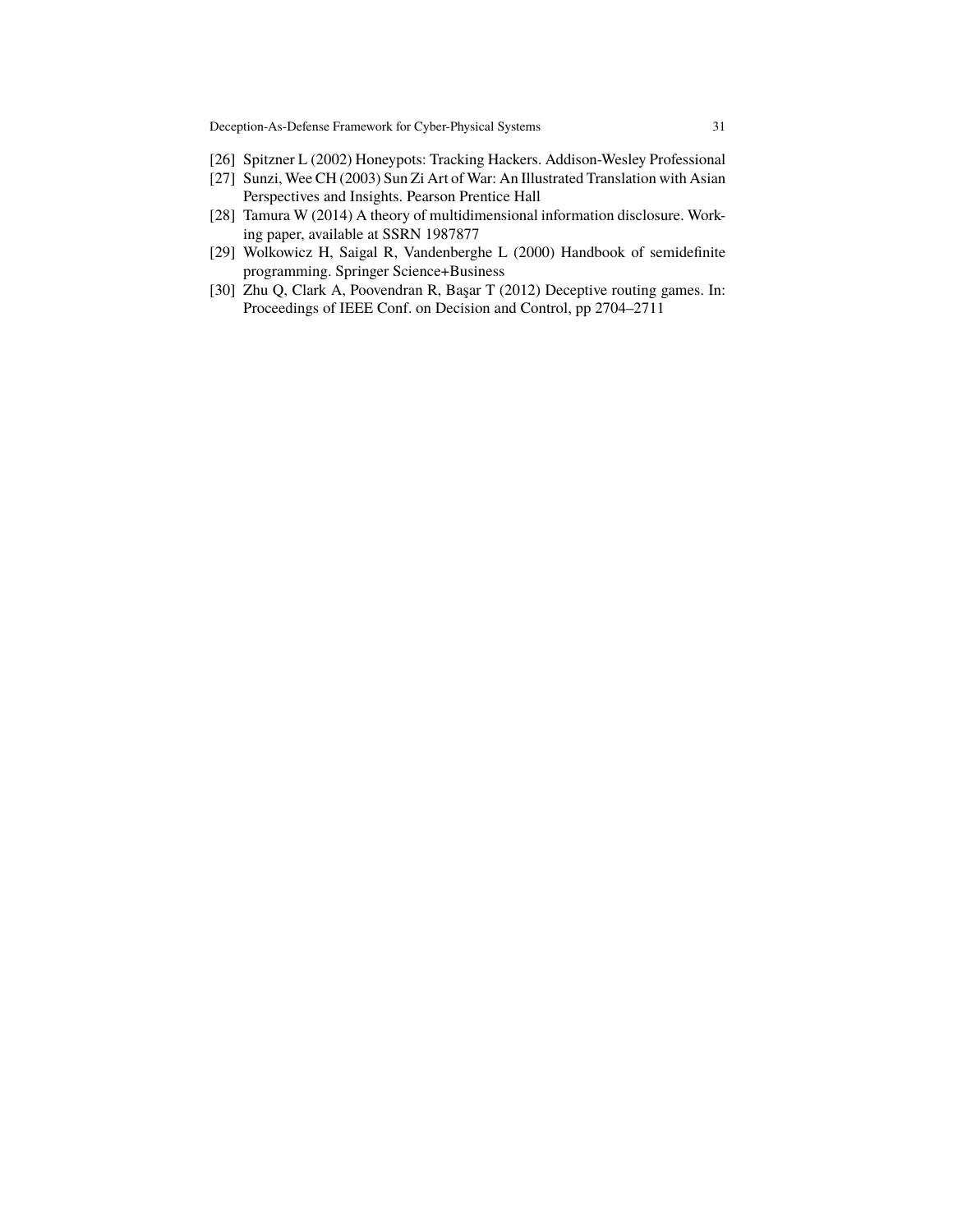[26] Spitzner L (2002) Honeypots: Tracking Hackers. Addison-Wesley Professional

[27] Sunzi, Wee CH (2003) Sun Zi Art of War: An Illustrated Translation with Asian Perspectives and Insights. Pearson Prentice Hall

[28] Tamura W (2014) A theory of multidimensional information disclosure. Working paper, available at SSRN 1987877

[29] Wolkowicz H, Saigal R, Vandenberghe L (2000) Handbook of semidefinite programming. Springer Science+Business

[30] Zhu Q, Clark A, Poovendran R, Başar T (2012) Deceptive routing games. In: Proceedings of IEEE Conf. on Decision and Control, pp 2704–2711